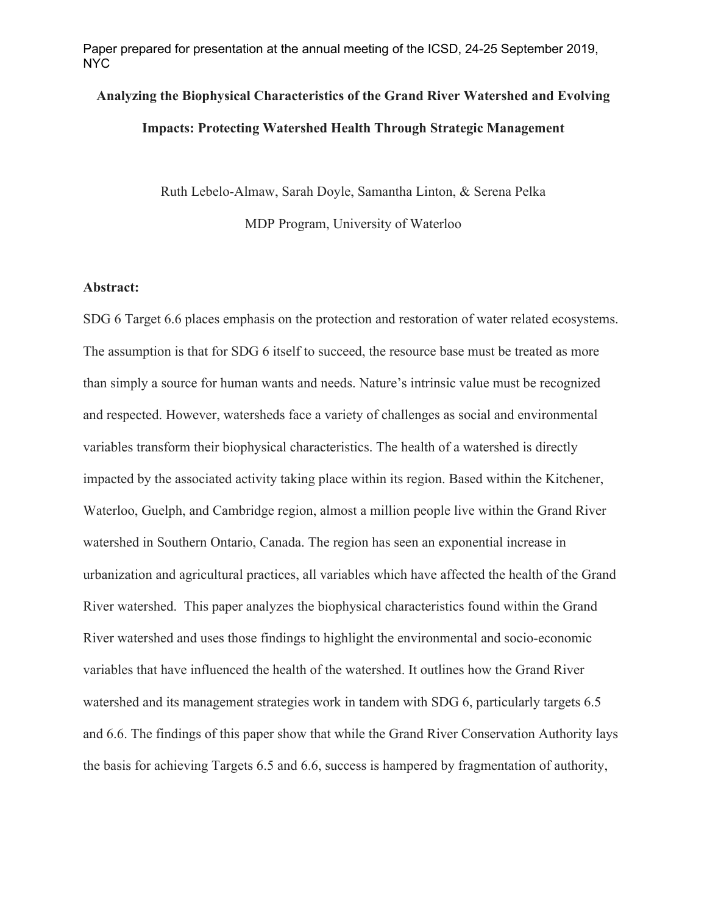Paper prepared for presentation at the annual meeting of the ICSD, 24-25 September 2019, NYC

# Analyzing the Biophysical Characteristics of the Grand River Watershed and Evolving Impacts: Protecting Watershed Health Through Strategic Management

Ruth Lebelo-Almaw, Sarah Doyle, Samantha Linton, & Serena Pelka

MDP Program, University of Waterloo

**Abstract:**

SDG 6 Target 6.6 places emphasis on the protection and restoration of water related ecosystems. The assumption is that for SDG 6 itself to succeed, the resource base must be treated as more than simply a source for human wants and needs. Nature's intrinsic value must be recognized and respected. However, watersheds face a variety of challenges as social and environmental variables transform their biophysical characteristics. The health of a watershed is directly impacted by the associated activity taking place within its region. Based within the Kitchener, Waterloo, Guelph, and Cambridge region, almost a million people live within the Grand River watershed in Southern Ontario, Canada. The region has seen an exponential increase in urbanization and agricultural practices, all variables which have affected the health of the Grand River watershed. This paper analyzes the biophysical characteristics found within the Grand River watershed and uses those findings to highlight the environmental and socio-economic variables that have influenced the health of the watershed. It outlines how the Grand River watershed and its management strategies work in tandem with SDG 6, particularly targets 6.5 and 6.6. The findings of this paper show that while the Grand River Conservation Authority lays the basis for achieving Targets 6.5 and 6.6, success is hampered by fragmentation of authority,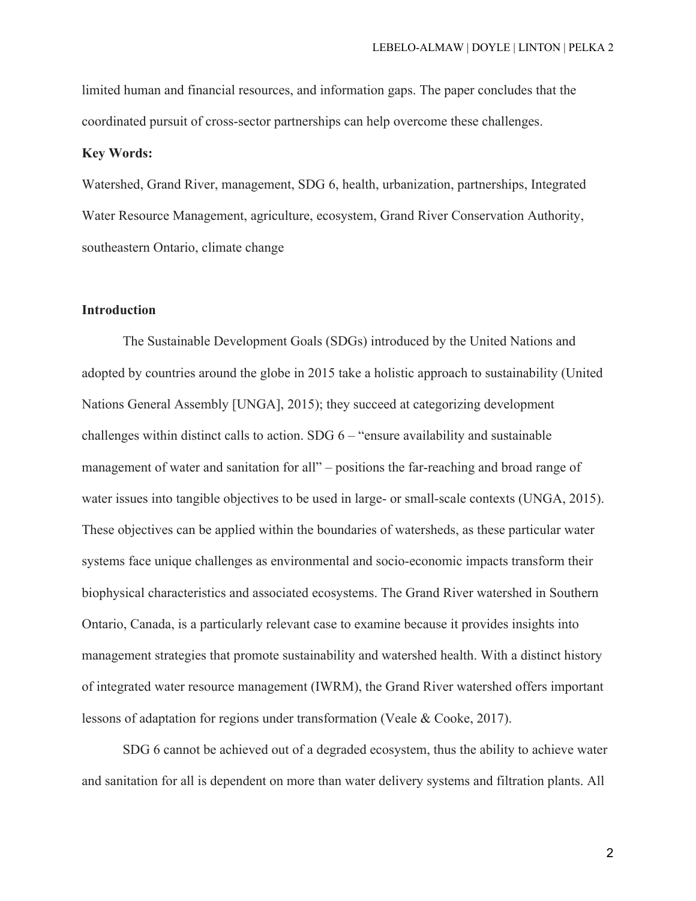limited human and financial resources, and information gaps. The paper concludes that the coordinated pursuit of cross-sector partnerships can help overcome these challenges.

**Key Words:**

Watershed, Grand River, management, SDG 6, health, urbanization, partnerships, Integrated Water Resource Management, agriculture, ecosystem, Grand River Conservation Authority, southeastern Ontario, climate change

## Introduction

The Sustainable Development Goals (SDGs) introduced by the United Nations and adopted by countries around the globe in 2015 take a holistic approach to sustainability (United Nations General Assembly [UNGA], 2015); they succeed at categorizing development challenges within distinct calls to action. SDG 6 – "ensure availability and sustainable management of water and sanitation for all" – positions the far-reaching and broad range of water issues into tangible objectives to be used in large- or small-scale contexts (UNGA, 2015). These objectives can be applied within the boundaries of watersheds, as these particular water systems face unique challenges as environmental and socio-economic impacts transform their biophysical characteristics and associated ecosystems. The Grand River watershed in Southern Ontario, Canada, is a particularly relevant case to examine because it provides insights into management strategies that promote sustainability and watershed health. With a distinct history of integrated water resource management (IWRM), the Grand River watershed offers important lessons of adaptation for regions under transformation (Veale & Cooke, 2017).

SDG 6 cannot be achieved out of a degraded ecosystem, thus the ability to achieve water and sanitation for all is dependent on more than water delivery systems and filtration plants. All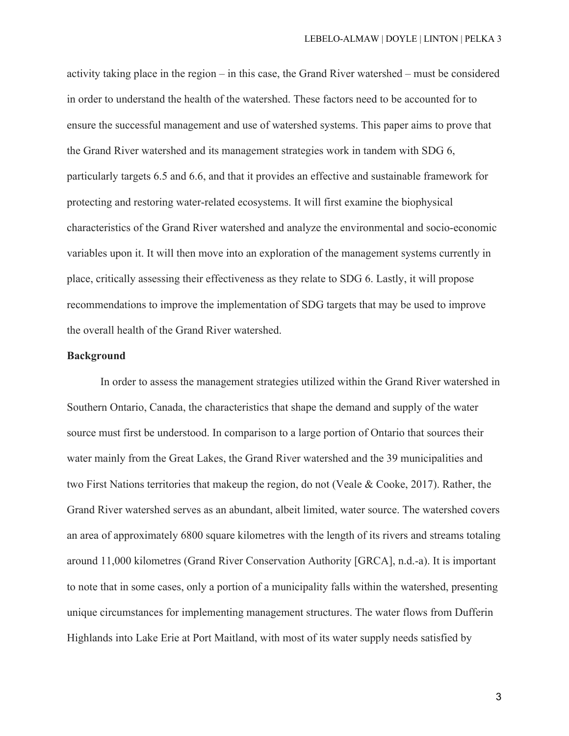activity taking place in the region – in this case, the Grand River watershed – must be considered in order to understand the health of the watershed. These factors need to be accounted for to ensure the successful management and use of watershed systems. This paper aims to prove that the Grand River watershed and its management strategies work in tandem with SDG 6, particularly targets 6.5 and 6.6, and that it provides an effective and sustainable framework for protecting and restoring water-related ecosystems. It will first examine the biophysical characteristics of the Grand River watershed and analyze the environmental and socio-economic variables upon it. It will then move into an exploration of the management systems currently in place, critically assessing their effectiveness as they relate to SDG 6. Lastly, it will propose recommendations to improve the implementation of SDG targets that may be used to improve the overall health of the Grand River watershed.

**Background**

In order to assess the management strategies utilized within the Grand River watershed in Southern Ontario, Canada, the characteristics that shape the demand and supply of the water source must first be understood. In comparison to a large portion of Ontario that sources their water mainly from the Great Lakes, the Grand River watershed and the 39 municipalities and two First Nations territories that makeup the region, do not (Veale & Cooke, 2017). Rather, the Grand River watershed serves as an abundant, albeit limited, water source. The watershed covers an area of approximately 6800 square kilometres with the length of its rivers and streams totaling around 11,000 kilometres (Grand River Conservation Authority [GRCA], n.d.-a). It is important to note that in some cases, only a portion of a municipality falls within the watershed, presenting unique circumstances for implementing management structures. The water flows from Dufferin Highlands into Lake Erie at Port Maitland, with most of its water supply needs satisfied by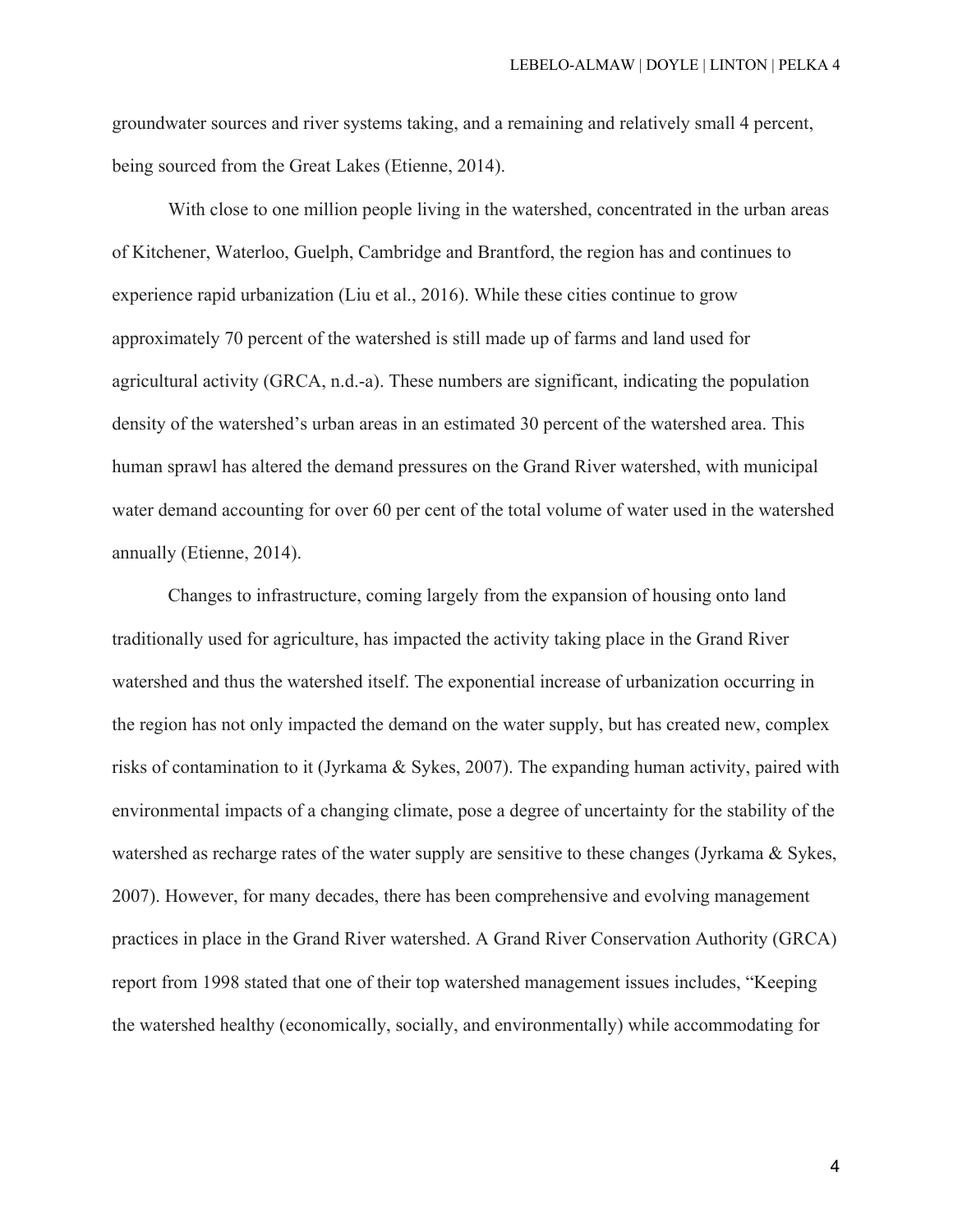groundwater sources and river systems taking, and a remaining and relatively small 4 percent, being sourced from the Great Lakes (Etienne, 2014).

With close to one million people living in the watershed, concentrated in the urban areas of Kitchener, Waterloo, Guelph, Cambridge and Brantford, the region has and continues to experience rapid urbanization (Liu et al., 2016). While these cities continue to grow approximately 70 percent of the watershed is still made up of farms and land used for agricultural activity (GRCA, n.d.-a). These numbers are significant, indicating the population density of the watershed's urban areas in an estimated 30 percent of the watershed area. This human sprawl has altered the demand pressures on the Grand River watershed, with municipal water demand accounting for over 60 per cent of the total volume of water used in the watershed annually (Etienne, 2014).

Changes to infrastructure, coming largely from the expansion of housing onto land traditionally used for agriculture, has impacted the activity taking place in the Grand River watershed and thus the watershed itself. The exponential increase of urbanization occurring in the region has not only impacted the demand on the water supply, but has created new, complex risks of contamination to it (Jyrkama & Sykes, 2007). The expanding human activity, paired with environmental impacts of a changing climate, pose a degree of uncertainty for the stability of the watershed as recharge rates of the water supply are sensitive to these changes (Jyrkama & Sykes, 2007). However, for many decades, there has been comprehensive and evolving management practices in place in the Grand River watershed. A Grand River Conservation Authority (GRCA) report from 1998 stated that one of their top watershed management issues includes, "Keeping the watershed healthy (economically, socially, and environmentally) while accommodating for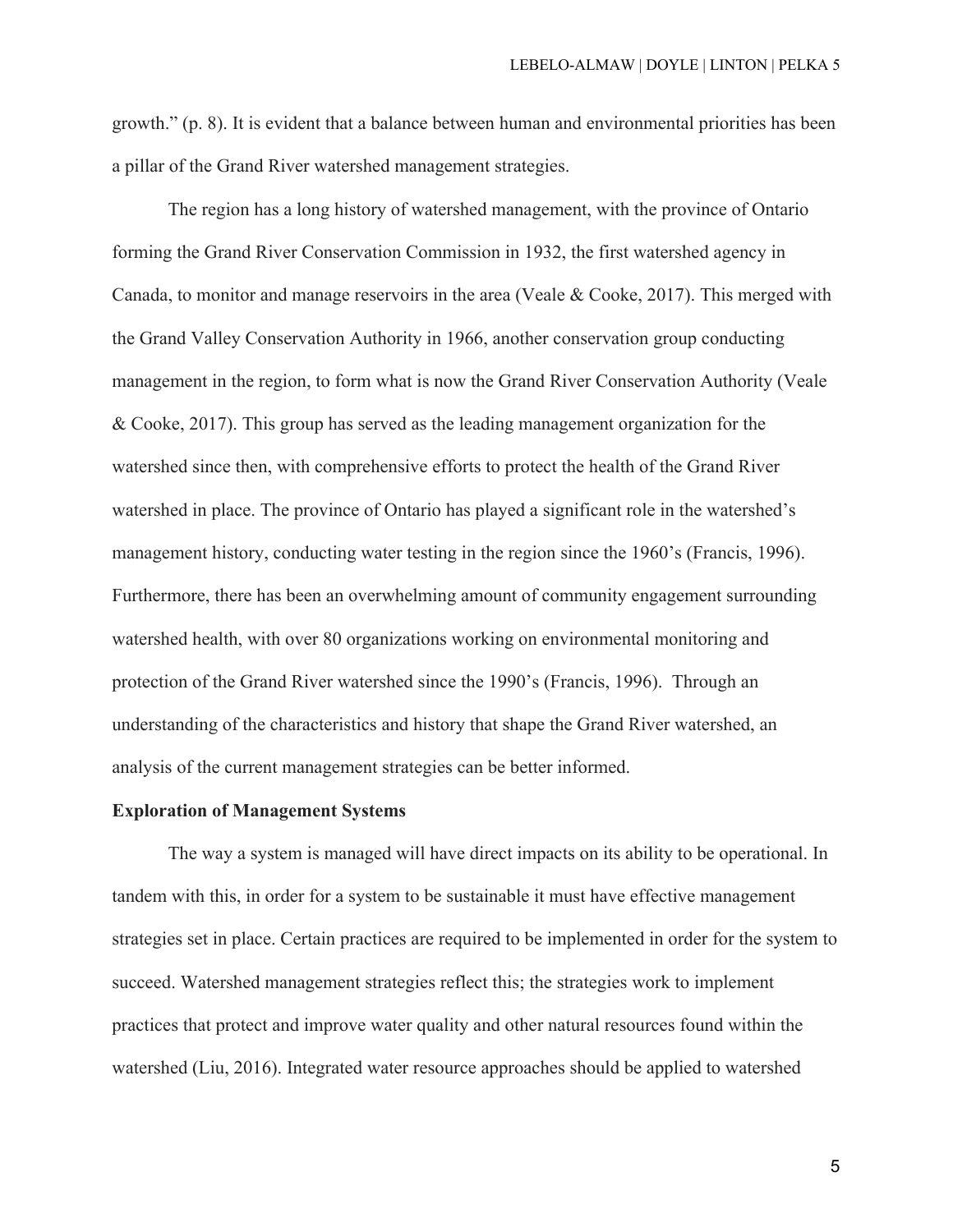growth." (p. 8). It is evident that a balance between human and environmental priorities has been a pillar of the Grand River watershed management strategies.

The region has a long history of watershed management, with the province of Ontario forming the Grand River Conservation Commission in 1932, the first watershed agency in Canada, to monitor and manage reservoirs in the area (Veale & Cooke, 2017). This merged with the Grand Valley Conservation Authority in 1966, another conservation group conducting management in the region, to form what is now the Grand River Conservation Authority (Veale & Cooke, 2017). This group has served as the leading management organization for the watershed since then, with comprehensive efforts to protect the health of the Grand River watershed in place. The province of Ontario has played a significant role in the watershed's management history, conducting water testing in the region since the 1960's (Francis, 1996). Furthermore, there has been an overwhelming amount of community engagement surrounding watershed health, with over 80 organizations working on environmental monitoring and protection of the Grand River watershed since the 1990's (Francis, 1996). Through an understanding of the characteristics and history that shape the Grand River watershed, an analysis of the current management strategies can be better informed.

**Exploration of Management Systems**

The way a system is managed will have direct impacts on its ability to be operational. In tandem with this, in order for a system to be sustainable it must have effective management strategies set in place. Certain practices are required to be implemented in order for the system to succeed. Watershed management strategies reflect this; the strategies work to implement practices that protect and improve water quality and other natural resources found within the watershed (Liu, 2016). Integrated water resource approaches should be applied to watershed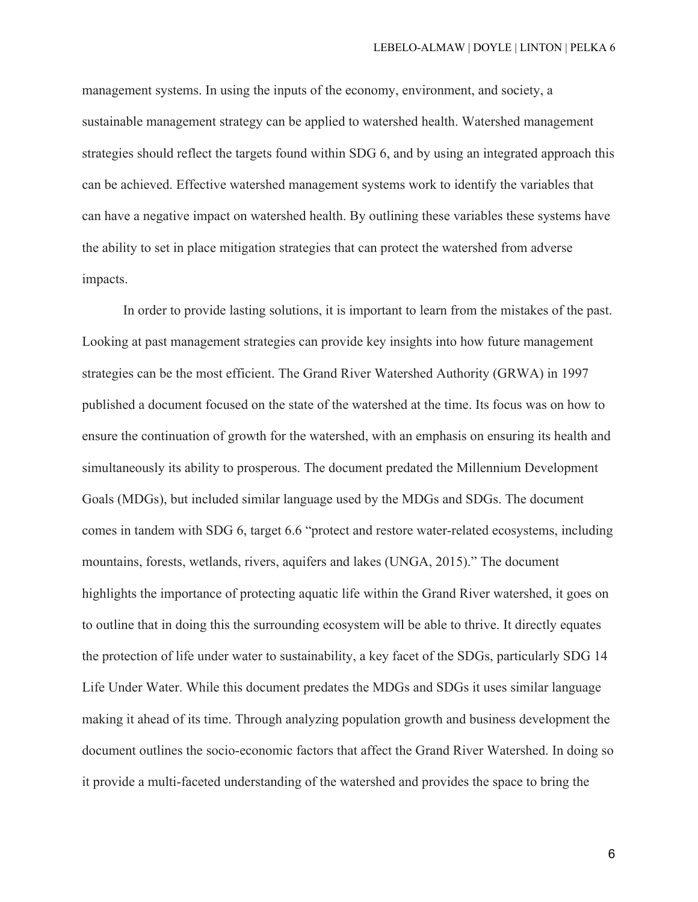management systems. In using the inputs of the economy, environment, and society, a sustainable management strategy can be applied to watershed health. Watershed management strategies should reflect the targets found within SDG 6, and by using an integrated approach this can be achieved. Effective watershed management systems work to identify the variables that can have a negative impact on watershed health. By outlining these variables these systems have the ability to set in place mitigation strategies that can protect the watershed from adverse impacts.

In order to provide lasting solutions, it is important to learn from the mistakes of the past. Looking at past management strategies can provide key insights into how future management strategies can be the most efficient. The Grand River Watershed Authority (GRWA) in 1997 published a document focused on the state of the watershed at the time. Its focus was on how to ensure the continuation of growth for the watershed, with an emphasis on ensuring its health and simultaneously its ability to prosperous. The document predated the Millennium Development Goals (MDGs), but included similar language used by the MDGs and SDGs. The document comes in tandem with SDG 6, target 6.6 "protect and restore water-related ecosystems, including mountains, forests, wetlands, rivers, aquifers and lakes (UNGA, 2015)." The document highlights the importance of protecting aquatic life within the Grand River watershed, it goes on to outline that in doing this the surrounding ecosystem will be able to thrive. It directly equates the protection of life under water to sustainability, a key facet of the SDGs, particularly SDG 14 Life Under Water. While this document predates the MDGs and SDGs it uses similar language making it ahead of its time. Through analyzing population growth and business development the document outlines the socio-economic factors that affect the Grand River Watershed. In doing so it provide a multi-faceted understanding of the watershed and provides the space to bring the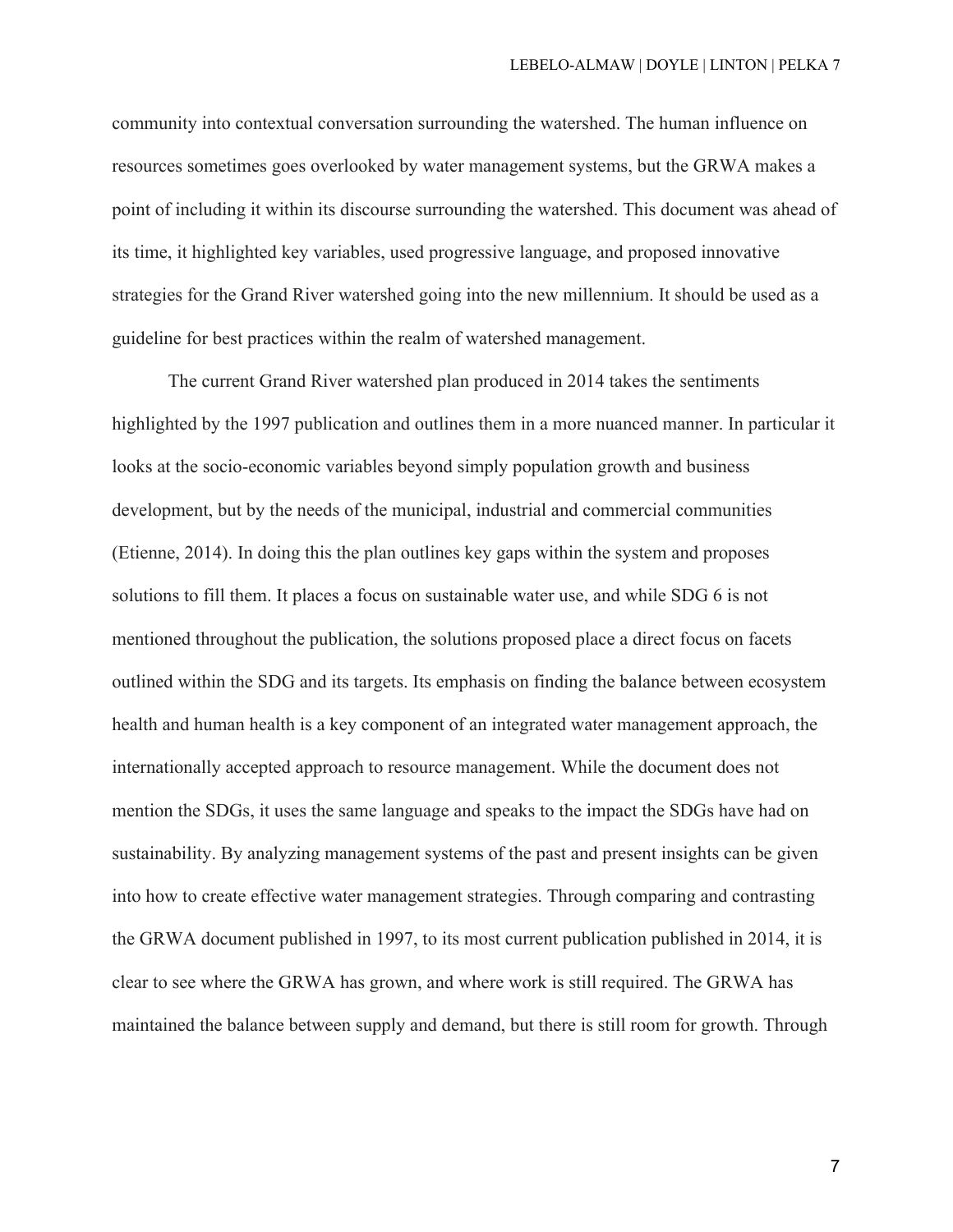community into contextual conversation surrounding the watershed. The human influence on resources sometimes goes overlooked by water management systems, but the GRWA makes a point of including it within its discourse surrounding the watershed. This document was ahead of its time, it highlighted key variables, used progressive language, and proposed innovative strategies for the Grand River watershed going into the new millennium. It should be used as a guideline for best practices within the realm of watershed management.

The current Grand River watershed plan produced in 2014 takes the sentiments highlighted by the 1997 publication and outlines them in a more nuanced manner. In particular it looks at the socio-economic variables beyond simply population growth and business development, but by the needs of the municipal, industrial and commercial communities (Etienne, 2014). In doing this the plan outlines key gaps within the system and proposes solutions to fill them. It places a focus on sustainable water use, and while SDG 6 is not mentioned throughout the publication, the solutions proposed place a direct focus on facets outlined within the SDG and its targets. Its emphasis on finding the balance between ecosystem health and human health is a key component of an integrated water management approach, the internationally accepted approach to resource management. While the document does not mention the SDGs, it uses the same language and speaks to the impact the SDGs have had on sustainability. By analyzing management systems of the past and present insights can be given into how to create effective water management strategies. Through comparing and contrasting the GRWA document published in 1997, to its most current publication published in 2014, it is clear to see where the GRWA has grown, and where work is still required. The GRWA has maintained the balance between supply and demand, but there is still room for growth. Through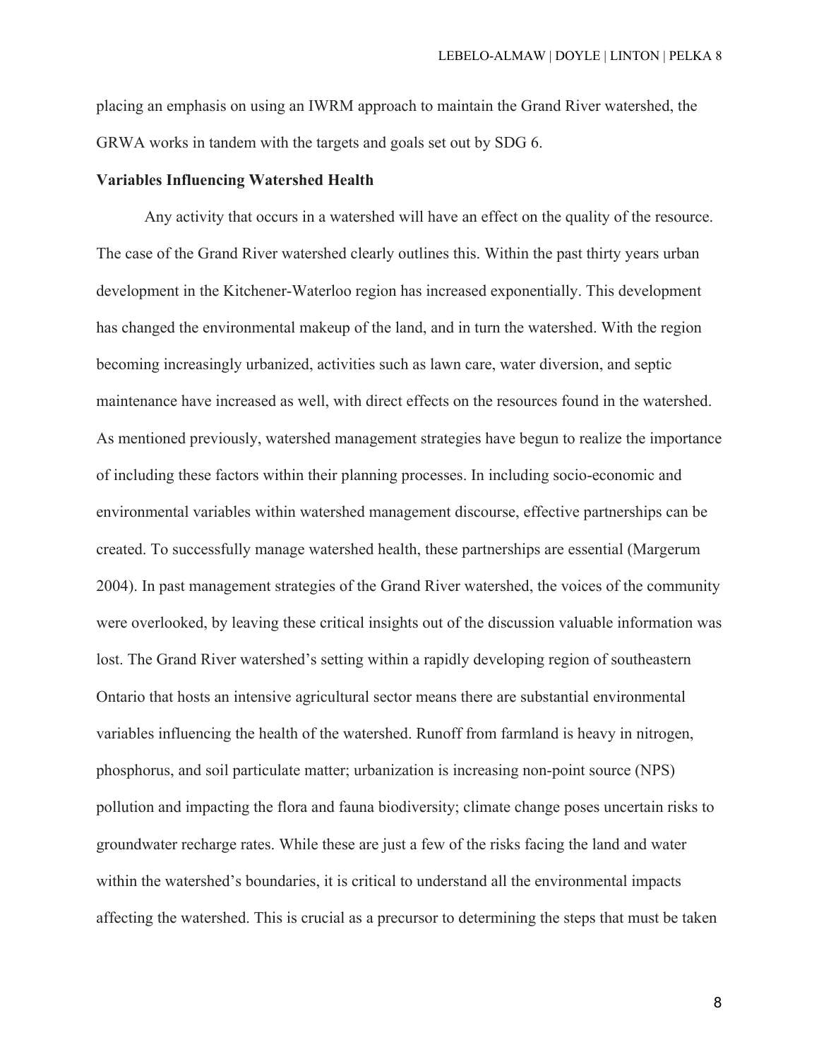placing an emphasis on using an IWRM approach to maintain the Grand River watershed, the GRWA works in tandem with the targets and goals set out by SDG 6.

**Variables Influencing Watershed Health**

Any activity that occurs in a watershed will have an effect on the quality of the resource. The case of the Grand River watershed clearly outlines this. Within the past thirty years urban development in the Kitchener-Waterloo region has increased exponentially. This development has changed the environmental makeup of the land, and in turn the watershed. With the region becoming increasingly urbanized, activities such as lawn care, water diversion, and septic maintenance have increased as well, with direct effects on the resources found in the watershed. As mentioned previously, watershed management strategies have begun to realize the importance of including these factors within their planning processes. In including socio-economic and environmental variables within watershed management discourse, effective partnerships can be created. To successfully manage watershed health, these partnerships are essential (Margerum 2004). In past management strategies of the Grand River watershed, the voices of the community were overlooked, by leaving these critical insights out of the discussion valuable information was lost. The Grand River watershed's setting within a rapidly developing region of southeastern Ontario that hosts an intensive agricultural sector means there are substantial environmental variables influencing the health of the watershed. Runoff from farmland is heavy in nitrogen, phosphorus, and soil particulate matter; urbanization is increasing non-point source (NPS) pollution and impacting the flora and fauna biodiversity; climate change poses uncertain risks to groundwater recharge rates. While these are just a few of the risks facing the land and water within the watershed's boundaries, it is critical to understand all the environmental impacts affecting the watershed. This is crucial as a precursor to determining the steps that must be taken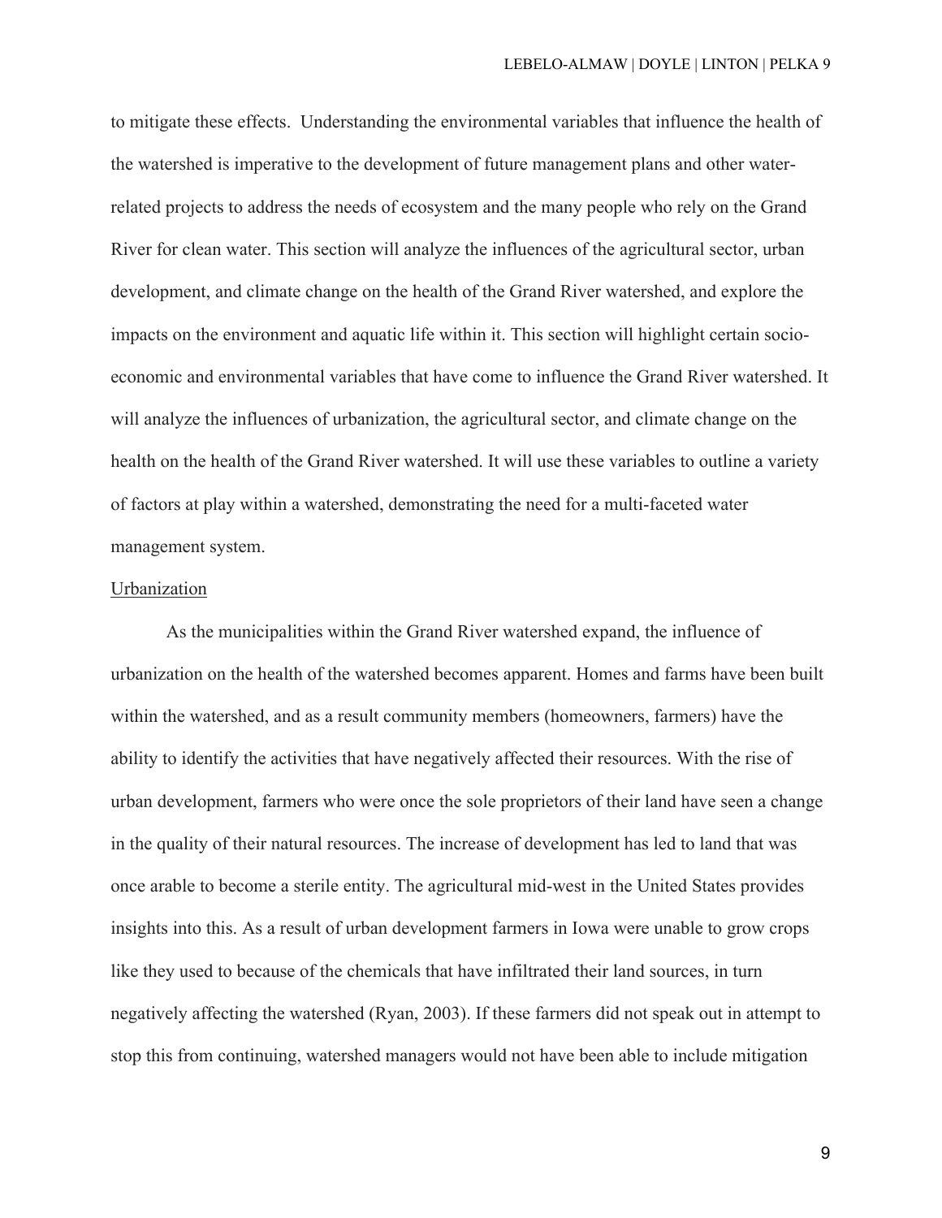to mitigate these effects. Understanding the environmental variables that influence the health of the watershed is imperative to the development of future management plans and other water-related projects to address the needs of ecosystem and the many people who rely on the Grand River for clean water. This section will analyze the influences of the agricultural sector, urban development, and climate change on the health of the Grand River watershed, and explore the impacts on the environment and aquatic life within it. This section will highlight certain socio-economic and environmental variables that have come to influence the Grand River watershed. It will analyze the influences of urbanization, the agricultural sector, and climate change on the health on the health of the Grand River watershed. It will use these variables to outline a variety of factors at play within a watershed, demonstrating the need for a multi-faceted water management system.

<u>Urbanization</u>

As the municipalities within the Grand River watershed expand, the influence of urbanization on the health of the watershed becomes apparent. Homes and farms have been built within the watershed, and as a result community members (homeowners, farmers) have the ability to identify the activities that have negatively affected their resources. With the rise of urban development, farmers who were once the sole proprietors of their land have seen a change in the quality of their natural resources. The increase of development has led to land that was once arable to become a sterile entity. The agricultural mid-west in the United States provides insights into this. As a result of urban development farmers in Iowa were unable to grow crops like they used to because of the chemicals that have infiltrated their land sources, in turn negatively affecting the watershed (Ryan, 2003). If these farmers did not speak out in attempt to stop this from continuing, watershed managers would not have been able to include mitigation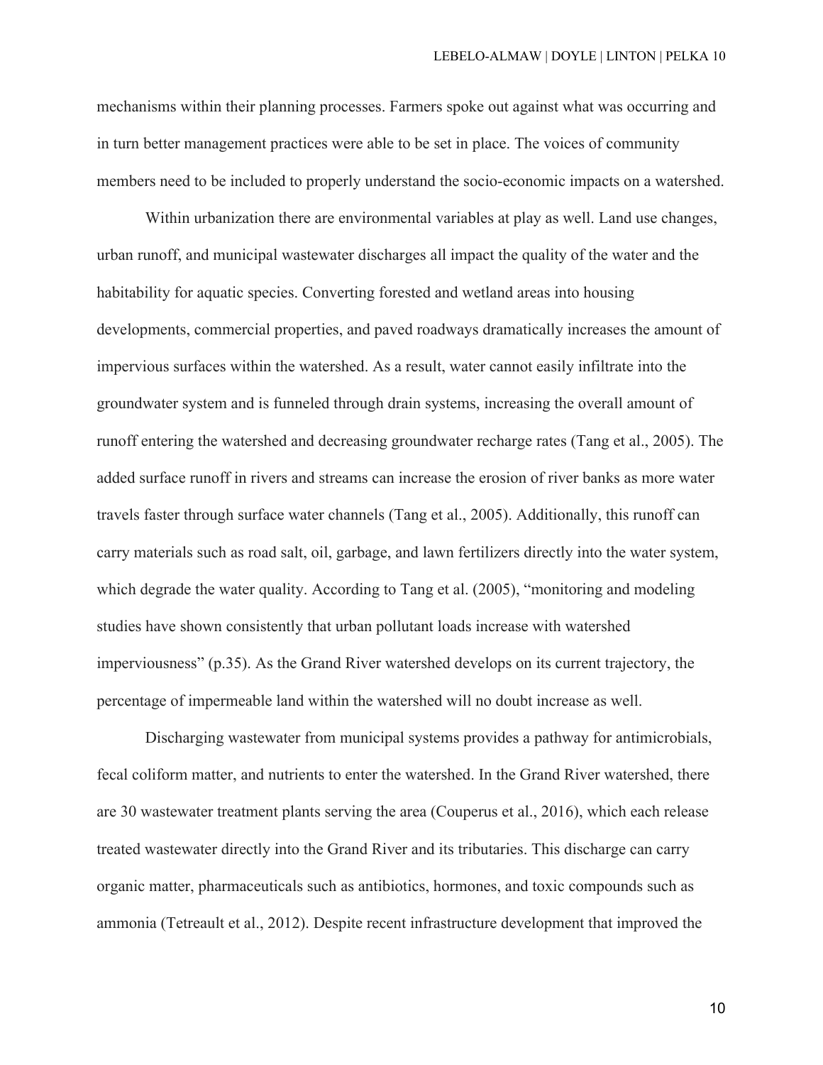mechanisms within their planning processes. Farmers spoke out against what was occurring and in turn better management practices were able to be set in place. The voices of community members need to be included to properly understand the socio-economic impacts on a watershed.

Within urbanization there are environmental variables at play as well. Land use changes, urban runoff, and municipal wastewater discharges all impact the quality of the water and the habitability for aquatic species. Converting forested and wetland areas into housing developments, commercial properties, and paved roadways dramatically increases the amount of impervious surfaces within the watershed. As a result, water cannot easily infiltrate into the groundwater system and is funneled through drain systems, increasing the overall amount of runoff entering the watershed and decreasing groundwater recharge rates (Tang et al., 2005). The added surface runoff in rivers and streams can increase the erosion of river banks as more water travels faster through surface water channels (Tang et al., 2005). Additionally, this runoff can carry materials such as road salt, oil, garbage, and lawn fertilizers directly into the water system, which degrade the water quality. According to Tang et al. (2005), "monitoring and modeling studies have shown consistently that urban pollutant loads increase with watershed imperviousness" (p.35). As the Grand River watershed develops on its current trajectory, the percentage of impermeable land within the watershed will no doubt increase as well.

Discharging wastewater from municipal systems provides a pathway for antimicrobials, fecal coliform matter, and nutrients to enter the watershed. In the Grand River watershed, there are 30 wastewater treatment plants serving the area (Couperus et al., 2016), which each release treated wastewater directly into the Grand River and its tributaries. This discharge can carry organic matter, pharmaceuticals such as antibiotics, hormones, and toxic compounds such as ammonia (Tetreault et al., 2012). Despite recent infrastructure development that improved the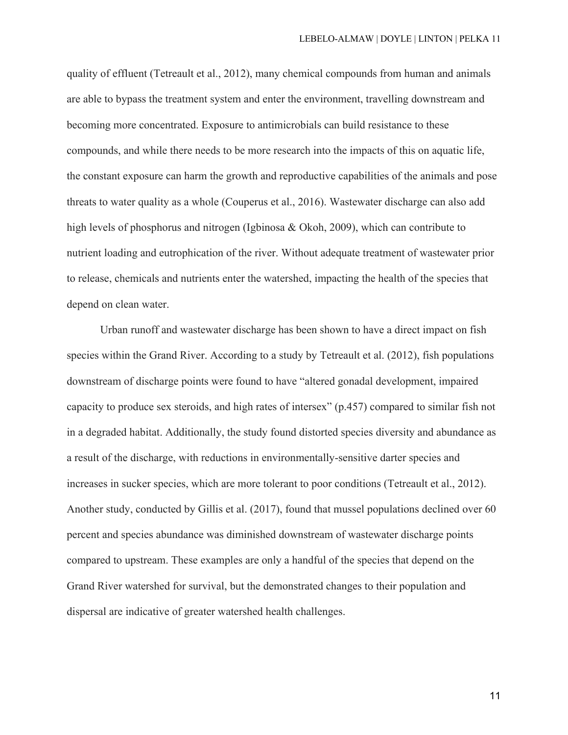quality of effluent (Tetreault et al., 2012), many chemical compounds from human and animals are able to bypass the treatment system and enter the environment, travelling downstream and becoming more concentrated. Exposure to antimicrobials can build resistance to these compounds, and while there needs to be more research into the impacts of this on aquatic life, the constant exposure can harm the growth and reproductive capabilities of the animals and pose threats to water quality as a whole (Couperus et al., 2016). Wastewater discharge can also add high levels of phosphorus and nitrogen (Igbinosa & Okoh, 2009), which can contribute to nutrient loading and eutrophication of the river. Without adequate treatment of wastewater prior to release, chemicals and nutrients enter the watershed, impacting the health of the species that depend on clean water.

Urban runoff and wastewater discharge has been shown to have a direct impact on fish species within the Grand River. According to a study by Tetreault et al. (2012), fish populations downstream of discharge points were found to have "altered gonadal development, impaired capacity to produce sex steroids, and high rates of intersex" (p.457) compared to similar fish not in a degraded habitat. Additionally, the study found distorted species diversity and abundance as a result of the discharge, with reductions in environmentally-sensitive darter species and increases in sucker species, which are more tolerant to poor conditions (Tetreault et al., 2012). Another study, conducted by Gillis et al. (2017), found that mussel populations declined over 60 percent and species abundance was diminished downstream of wastewater discharge points compared to upstream. These examples are only a handful of the species that depend on the Grand River watershed for survival, but the demonstrated changes to their population and dispersal are indicative of greater watershed health challenges.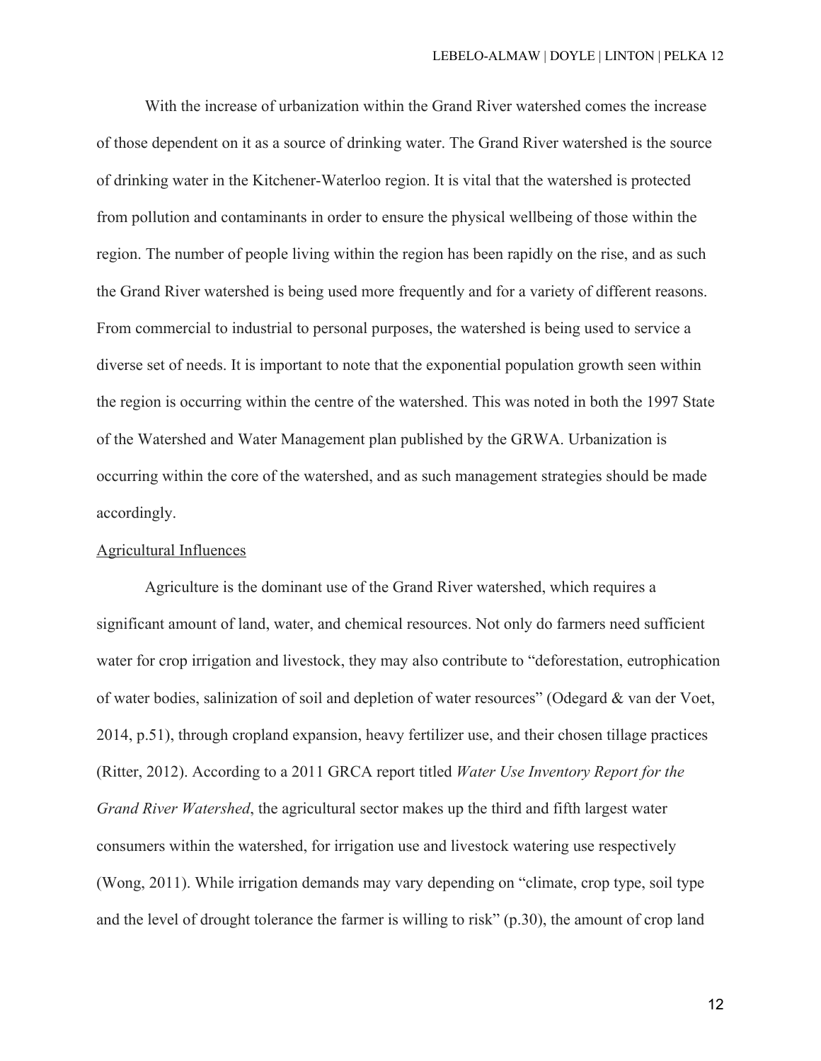With the increase of urbanization within the Grand River watershed comes the increase of those dependent on it as a source of drinking water. The Grand River watershed is the source of drinking water in the Kitchener-Waterloo region. It is vital that the watershed is protected from pollution and contaminants in order to ensure the physical wellbeing of those within the region. The number of people living within the region has been rapidly on the rise, and as such the Grand River watershed is being used more frequently and for a variety of different reasons. From commercial to industrial to personal purposes, the watershed is being used to service a diverse set of needs. It is important to note that the exponential population growth seen within the region is occurring within the centre of the watershed. This was noted in both the 1997 State of the Watershed and Water Management plan published by the GRWA. Urbanization is occurring within the core of the watershed, and as such management strategies should be made accordingly.

<u>Agricultural Influences</u>

Agriculture is the dominant use of the Grand River watershed, which requires a significant amount of land, water, and chemical resources. Not only do farmers need sufficient water for crop irrigation and livestock, they may also contribute to "deforestation, eutrophication of water bodies, salinization of soil and depletion of water resources" (Odegard & van der Voet, 2014, p.51), through cropland expansion, heavy fertilizer use, and their chosen tillage practices (Ritter, 2012). According to a 2011 GRCA report titled *Water Use Inventory Report for the Grand River Watershed*, the agricultural sector makes up the third and fifth largest water consumers within the watershed, for irrigation use and livestock watering use respectively (Wong, 2011). While irrigation demands may vary depending on "climate, crop type, soil type and the level of drought tolerance the farmer is willing to risk" (p.30), the amount of crop land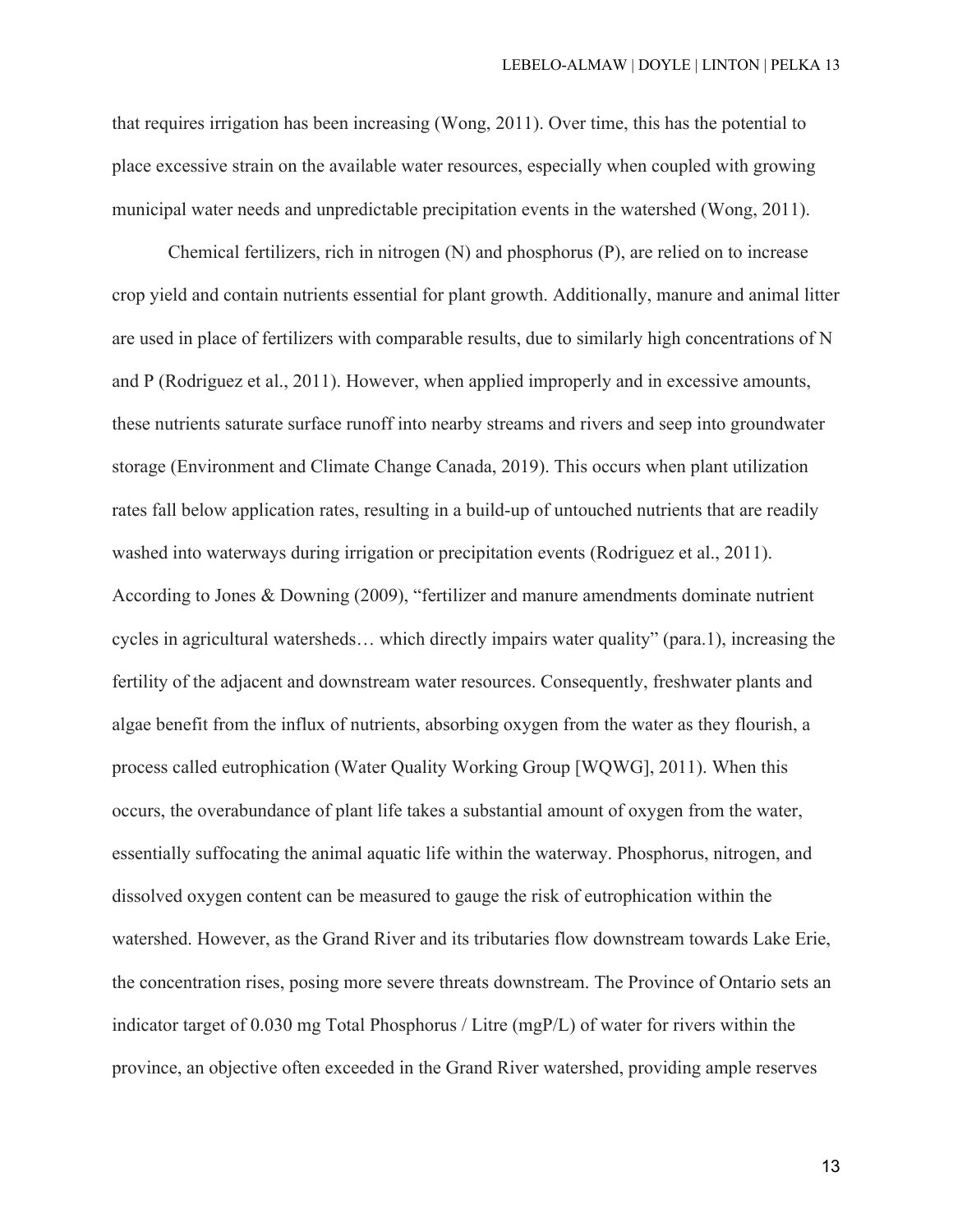that requires irrigation has been increasing (Wong, 2011). Over time, this has the potential to place excessive strain on the available water resources, especially when coupled with growing municipal water needs and unpredictable precipitation events in the watershed (Wong, 2011).

Chemical fertilizers, rich in nitrogen (N) and phosphorus (P), are relied on to increase crop yield and contain nutrients essential for plant growth. Additionally, manure and animal litter are used in place of fertilizers with comparable results, due to similarly high concentrations of N and P (Rodriguez et al., 2011). However, when applied improperly and in excessive amounts, these nutrients saturate surface runoff into nearby streams and rivers and seep into groundwater storage (Environment and Climate Change Canada, 2019). This occurs when plant utilization rates fall below application rates, resulting in a build-up of untouched nutrients that are readily washed into waterways during irrigation or precipitation events (Rodriguez et al., 2011). According to Jones & Downing (2009), "fertilizer and manure amendments dominate nutrient cycles in agricultural watersheds… which directly impairs water quality" (para.1), increasing the fertility of the adjacent and downstream water resources. Consequently, freshwater plants and algae benefit from the influx of nutrients, absorbing oxygen from the water as they flourish, a process called eutrophication (Water Quality Working Group [WQWG], 2011). When this occurs, the overabundance of plant life takes a substantial amount of oxygen from the water, essentially suffocating the animal aquatic life within the waterway. Phosphorus, nitrogen, and dissolved oxygen content can be measured to gauge the risk of eutrophication within the watershed. However, as the Grand River and its tributaries flow downstream towards Lake Erie, the concentration rises, posing more severe threats downstream. The Province of Ontario sets an indicator target of 0.030 mg Total Phosphorus / Litre (mgP/L) of water for rivers within the province, an objective often exceeded in the Grand River watershed, providing ample reserves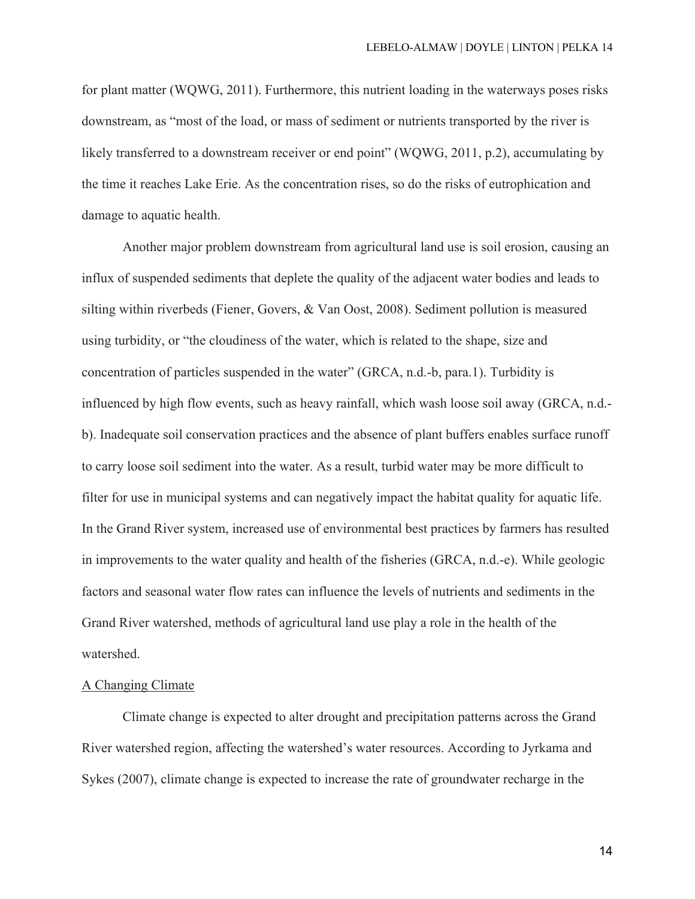for plant matter (WQWG, 2011). Furthermore, this nutrient loading in the waterways poses risks downstream, as "most of the load, or mass of sediment or nutrients transported by the river is likely transferred to a downstream receiver or end point" (WQWG, 2011, p.2), accumulating by the time it reaches Lake Erie. As the concentration rises, so do the risks of eutrophication and damage to aquatic health.

Another major problem downstream from agricultural land use is soil erosion, causing an influx of suspended sediments that deplete the quality of the adjacent water bodies and leads to silting within riverbeds (Fiener, Govers, & Van Oost, 2008). Sediment pollution is measured using turbidity, or "the cloudiness of the water, which is related to the shape, size and concentration of particles suspended in the water" (GRCA, n.d.-b, para.1). Turbidity is influenced by high flow events, such as heavy rainfall, which wash loose soil away (GRCA, n.d.-b). Inadequate soil conservation practices and the absence of plant buffers enables surface runoff to carry loose soil sediment into the water. As a result, turbid water may be more difficult to filter for use in municipal systems and can negatively impact the habitat quality for aquatic life. In the Grand River system, increased use of environmental best practices by farmers has resulted in improvements to the water quality and health of the fisheries (GRCA, n.d.-e). While geologic factors and seasonal water flow rates can influence the levels of nutrients and sediments in the Grand River watershed, methods of agricultural land use play a role in the health of the watershed.

## A Changing Climate

Climate change is expected to alter drought and precipitation patterns across the Grand River watershed region, affecting the watershed's water resources. According to Jyrkama and Sykes (2007), climate change is expected to increase the rate of groundwater recharge in the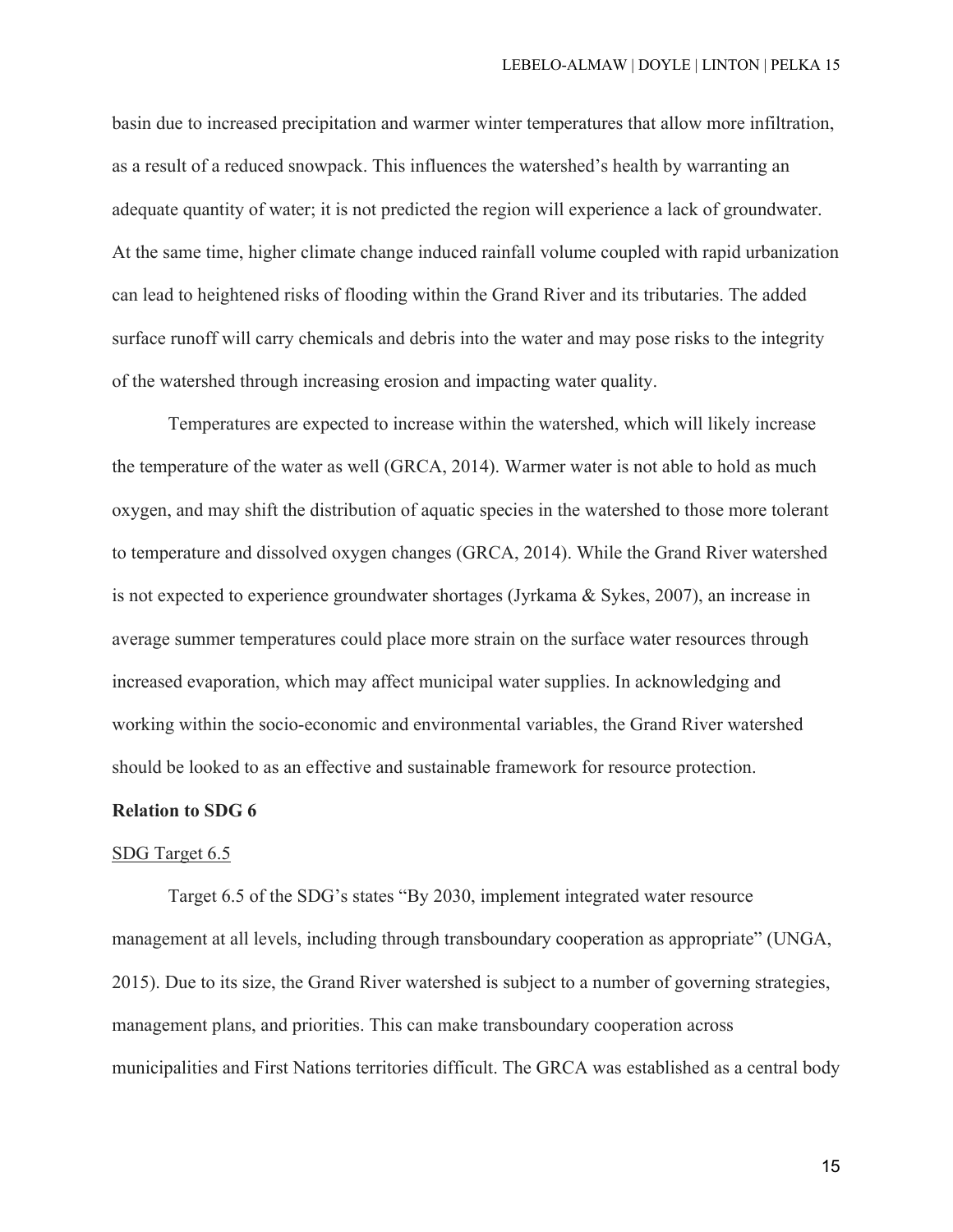basin due to increased precipitation and warmer winter temperatures that allow more infiltration, as a result of a reduced snowpack. This influences the watershed's health by warranting an adequate quantity of water; it is not predicted the region will experience a lack of groundwater. At the same time, higher climate change induced rainfall volume coupled with rapid urbanization can lead to heightened risks of flooding within the Grand River and its tributaries. The added surface runoff will carry chemicals and debris into the water and may pose risks to the integrity of the watershed through increasing erosion and impacting water quality.

Temperatures are expected to increase within the watershed, which will likely increase the temperature of the water as well (GRCA, 2014). Warmer water is not able to hold as much oxygen, and may shift the distribution of aquatic species in the watershed to those more tolerant to temperature and dissolved oxygen changes (GRCA, 2014). While the Grand River watershed is not expected to experience groundwater shortages (Jyrkama & Sykes, 2007), an increase in average summer temperatures could place more strain on the surface water resources through increased evaporation, which may affect municipal water supplies. In acknowledging and working within the socio-economic and environmental variables, the Grand River watershed should be looked to as an effective and sustainable framework for resource protection.

## Relation to SDG 6

### SDG Target 6.5

Target 6.5 of the SDG's states "By 2030, implement integrated water resource management at all levels, including through transboundary cooperation as appropriate" (UNGA, 2015). Due to its size, the Grand River watershed is subject to a number of governing strategies, management plans, and priorities. This can make transboundary cooperation across municipalities and First Nations territories difficult. The GRCA was established as a central body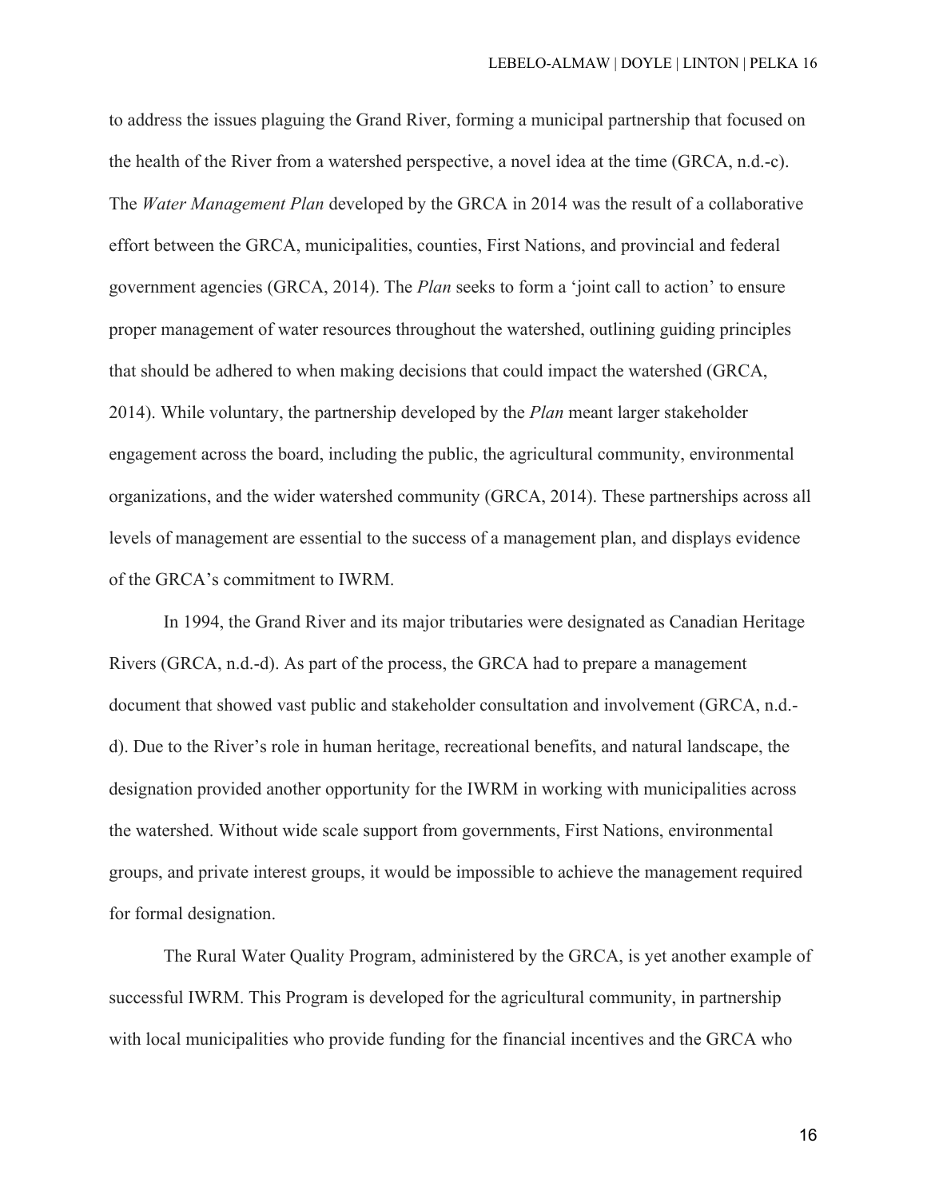to address the issues plaguing the Grand River, forming a municipal partnership that focused on the health of the River from a watershed perspective, a novel idea at the time (GRCA, n.d.-c). The *Water Management Plan* developed by the GRCA in 2014 was the result of a collaborative effort between the GRCA, municipalities, counties, First Nations, and provincial and federal government agencies (GRCA, 2014). The *Plan* seeks to form a 'joint call to action' to ensure proper management of water resources throughout the watershed, outlining guiding principles that should be adhered to when making decisions that could impact the watershed (GRCA, 2014). While voluntary, the partnership developed by the *Plan* meant larger stakeholder engagement across the board, including the public, the agricultural community, environmental organizations, and the wider watershed community (GRCA, 2014). These partnerships across all levels of management are essential to the success of a management plan, and displays evidence of the GRCA's commitment to IWRM.

In 1994, the Grand River and its major tributaries were designated as Canadian Heritage Rivers (GRCA, n.d.-d). As part of the process, the GRCA had to prepare a management document that showed vast public and stakeholder consultation and involvement (GRCA, n.d.-d). Due to the River's role in human heritage, recreational benefits, and natural landscape, the designation provided another opportunity for the IWRM in working with municipalities across the watershed. Without wide scale support from governments, First Nations, environmental groups, and private interest groups, it would be impossible to achieve the management required for formal designation.

The Rural Water Quality Program, administered by the GRCA, is yet another example of successful IWRM. This Program is developed for the agricultural community, in partnership with local municipalities who provide funding for the financial incentives and the GRCA who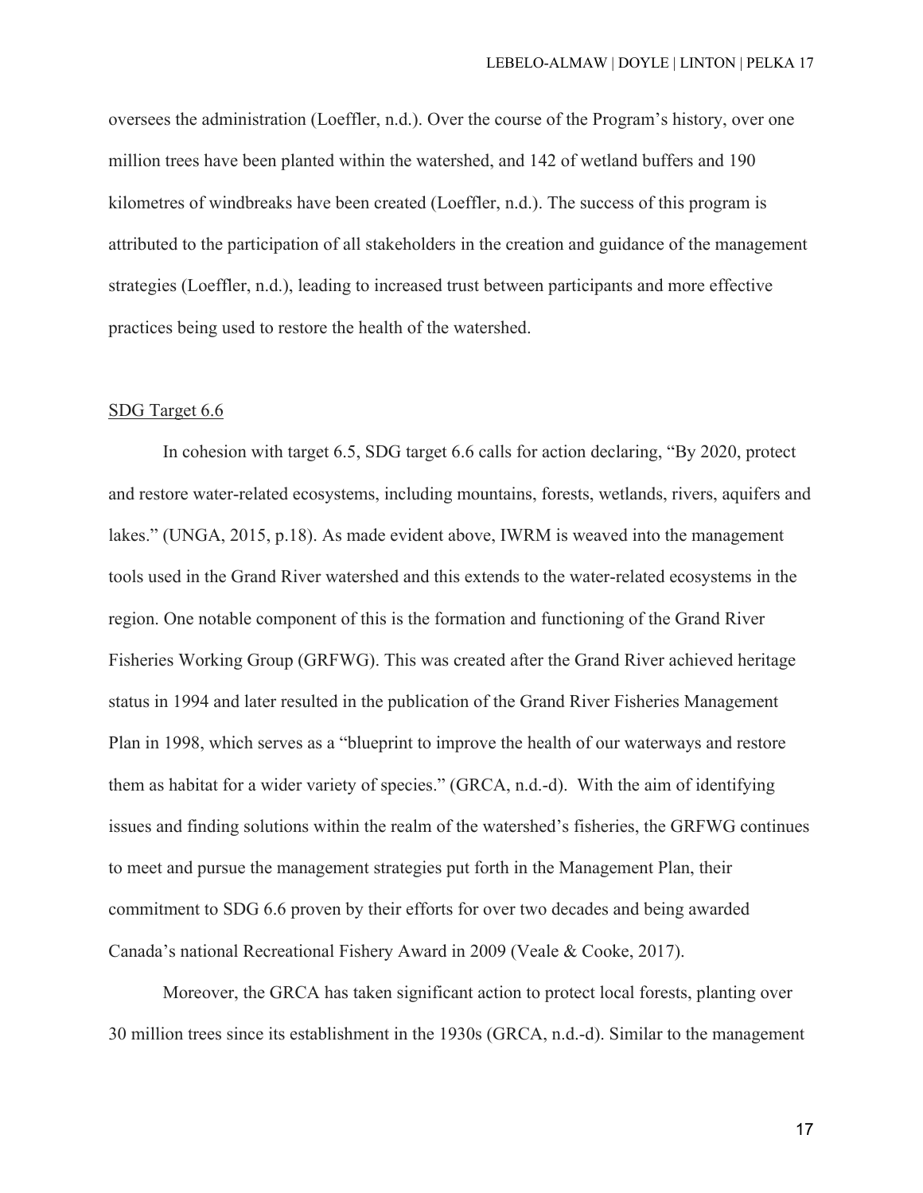oversees the administration (Loeffler, n.d.). Over the course of the Program's history, over one million trees have been planted within the watershed, and 142 of wetland buffers and 190 kilometres of windbreaks have been created (Loeffler, n.d.). The success of this program is attributed to the participation of all stakeholders in the creation and guidance of the management strategies (Loeffler, n.d.), leading to increased trust between participants and more effective practices being used to restore the health of the watershed.

## SDG Target 6.6

In cohesion with target 6.5, SDG target 6.6 calls for action declaring, "By 2020, protect and restore water-related ecosystems, including mountains, forests, wetlands, rivers, aquifers and lakes." (UNGA, 2015, p.18). As made evident above, IWRM is weaved into the management tools used in the Grand River watershed and this extends to the water-related ecosystems in the region. One notable component of this is the formation and functioning of the Grand River Fisheries Working Group (GRFWG). This was created after the Grand River achieved heritage status in 1994 and later resulted in the publication of the Grand River Fisheries Management Plan in 1998, which serves as a "blueprint to improve the health of our waterways and restore them as habitat for a wider variety of species." (GRCA, n.d.-d). With the aim of identifying issues and finding solutions within the realm of the watershed's fisheries, the GRFWG continues to meet and pursue the management strategies put forth in the Management Plan, their commitment to SDG 6.6 proven by their efforts for over two decades and being awarded Canada's national Recreational Fishery Award in 2009 (Veale & Cooke, 2017).

Moreover, the GRCA has taken significant action to protect local forests, planting over 30 million trees since its establishment in the 1930s (GRCA, n.d.-d). Similar to the management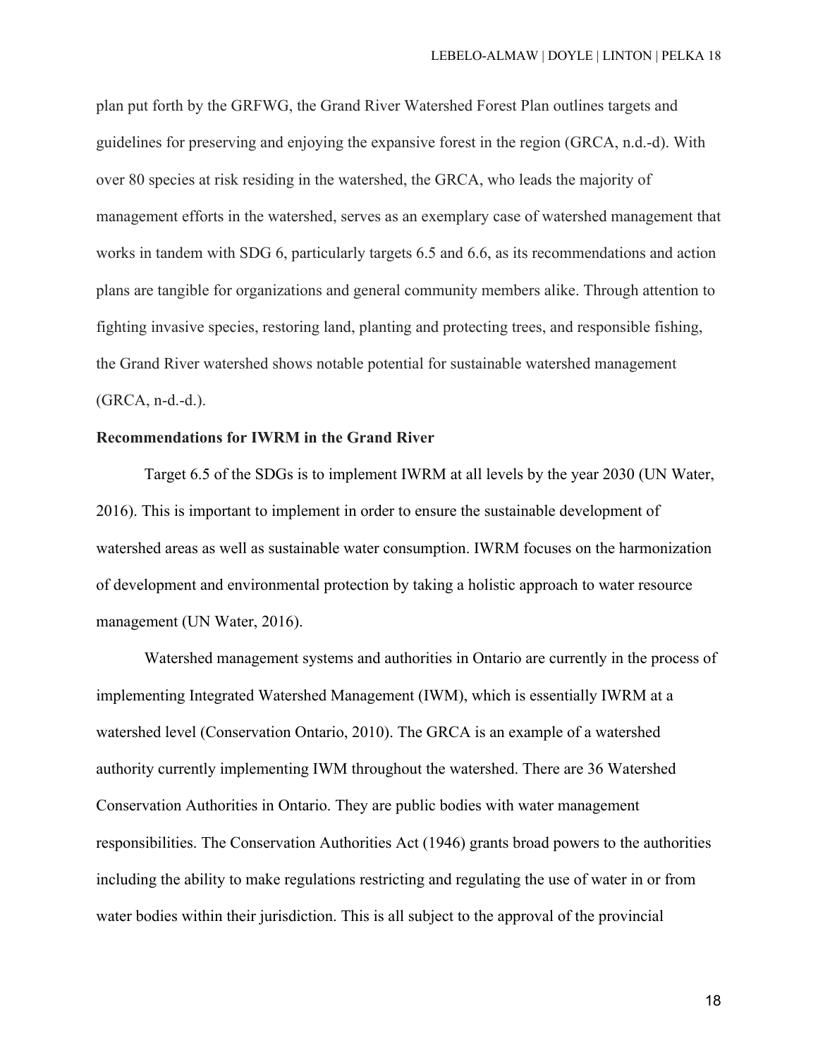plan put forth by the GRFWG, the Grand River Watershed Forest Plan outlines targets and guidelines for preserving and enjoying the expansive forest in the region (GRCA, n.d.-d). With over 80 species at risk residing in the watershed, the GRCA, who leads the majority of management efforts in the watershed, serves as an exemplary case of watershed management that works in tandem with SDG 6, particularly targets 6.5 and 6.6, as its recommendations and action plans are tangible for organizations and general community members alike. Through attention to fighting invasive species, restoring land, planting and protecting trees, and responsible fishing, the Grand River watershed shows notable potential for sustainable watershed management (GRCA, n-d.-d.).

**Recommendations for IWRM in the Grand River**

Target 6.5 of the SDGs is to implement IWRM at all levels by the year 2030 (UN Water, 2016). This is important to implement in order to ensure the sustainable development of watershed areas as well as sustainable water consumption. IWRM focuses on the harmonization of development and environmental protection by taking a holistic approach to water resource management (UN Water, 2016).

Watershed management systems and authorities in Ontario are currently in the process of implementing Integrated Watershed Management (IWM), which is essentially IWRM at a watershed level (Conservation Ontario, 2010). The GRCA is an example of a watershed authority currently implementing IWM throughout the watershed. There are 36 Watershed Conservation Authorities in Ontario. They are public bodies with water management responsibilities. The Conservation Authorities Act (1946) grants broad powers to the authorities including the ability to make regulations restricting and regulating the use of water in or from water bodies within their jurisdiction. This is all subject to the approval of the provincial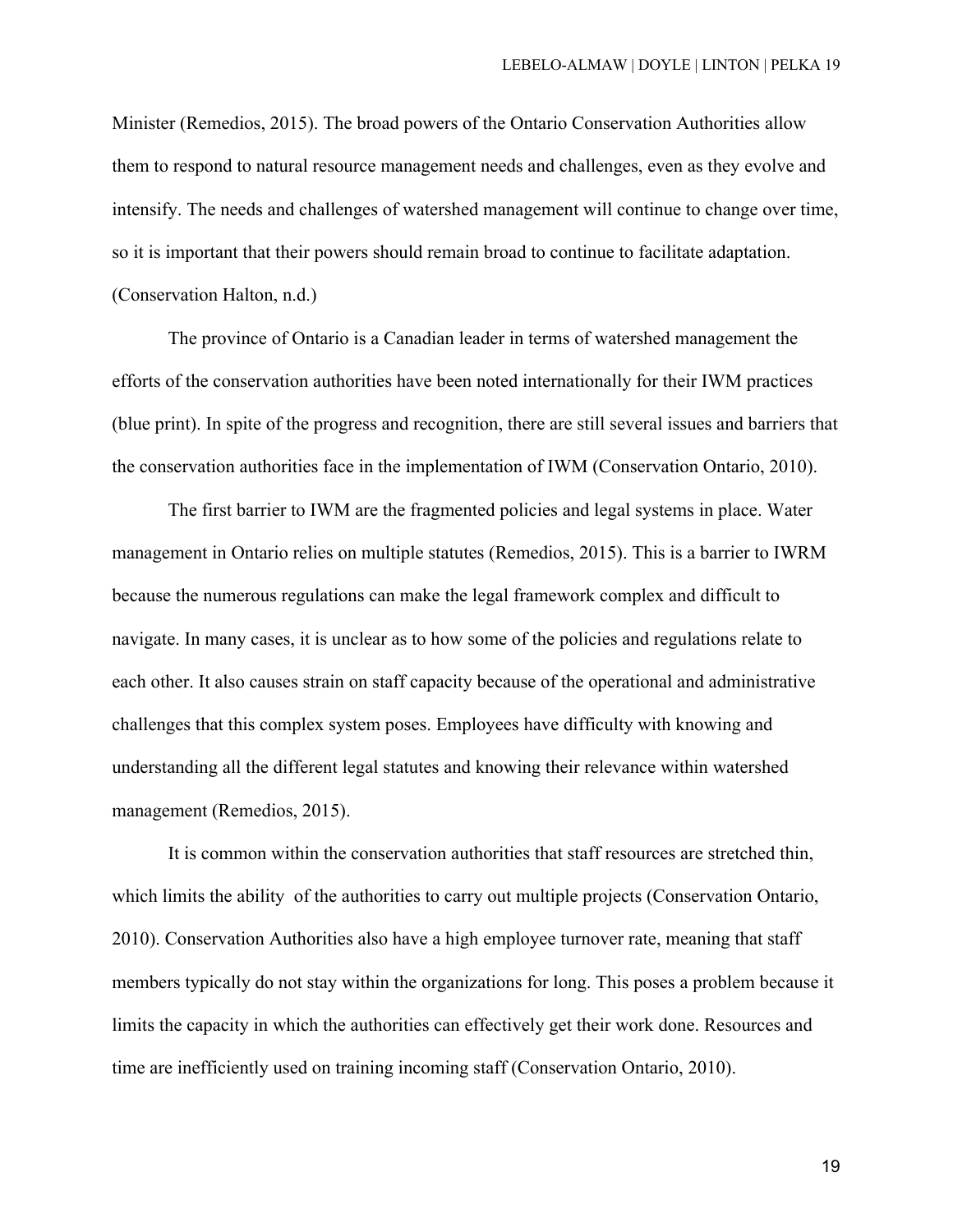Minister (Remedios, 2015). The broad powers of the Ontario Conservation Authorities allow them to respond to natural resource management needs and challenges, even as they evolve and intensify. The needs and challenges of watershed management will continue to change over time, so it is important that their powers should remain broad to continue to facilitate adaptation. (Conservation Halton, n.d.)

The province of Ontario is a Canadian leader in terms of watershed management the efforts of the conservation authorities have been noted internationally for their IWM practices (blue print). In spite of the progress and recognition, there are still several issues and barriers that the conservation authorities face in the implementation of IWM (Conservation Ontario, 2010).

The first barrier to IWM are the fragmented policies and legal systems in place. Water management in Ontario relies on multiple statutes (Remedios, 2015). This is a barrier to IWRM because the numerous regulations can make the legal framework complex and difficult to navigate. In many cases, it is unclear as to how some of the policies and regulations relate to each other. It also causes strain on staff capacity because of the operational and administrative challenges that this complex system poses. Employees have difficulty with knowing and understanding all the different legal statutes and knowing their relevance within watershed management (Remedios, 2015).

It is common within the conservation authorities that staff resources are stretched thin, which limits the ability of the authorities to carry out multiple projects (Conservation Ontario, 2010). Conservation Authorities also have a high employee turnover rate, meaning that staff members typically do not stay within the organizations for long. This poses a problem because it limits the capacity in which the authorities can effectively get their work done. Resources and time are inefficiently used on training incoming staff (Conservation Ontario, 2010).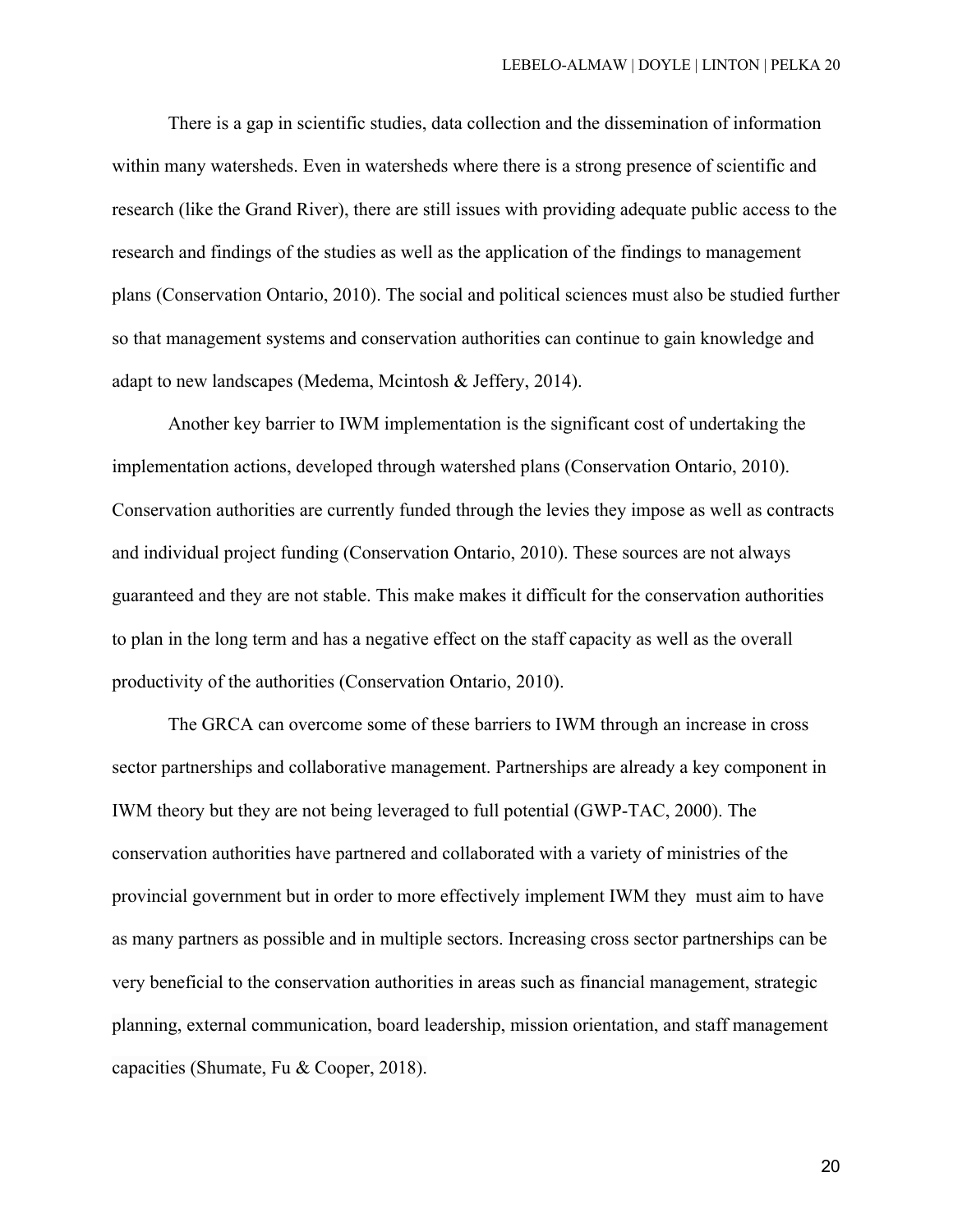There is a gap in scientific studies, data collection and the dissemination of information within many watersheds. Even in watersheds where there is a strong presence of scientific and research (like the Grand River), there are still issues with providing adequate public access to the research and findings of the studies as well as the application of the findings to management plans (Conservation Ontario, 2010). The social and political sciences must also be studied further so that management systems and conservation authorities can continue to gain knowledge and adapt to new landscapes (Medema, Mcintosh & Jeffery, 2014).

Another key barrier to IWM implementation is the significant cost of undertaking the implementation actions, developed through watershed plans (Conservation Ontario, 2010). Conservation authorities are currently funded through the levies they impose as well as contracts and individual project funding (Conservation Ontario, 2010). These sources are not always guaranteed and they are not stable. This make makes it difficult for the conservation authorities to plan in the long term and has a negative effect on the staff capacity as well as the overall productivity of the authorities (Conservation Ontario, 2010).

The GRCA can overcome some of these barriers to IWM through an increase in cross sector partnerships and collaborative management. Partnerships are already a key component in IWM theory but they are not being leveraged to full potential (GWP-TAC, 2000). The conservation authorities have partnered and collaborated with a variety of ministries of the provincial government but in order to more effectively implement IWM they must aim to have as many partners as possible and in multiple sectors. Increasing cross sector partnerships can be very beneficial to the conservation authorities in areas such as financial management, strategic planning, external communication, board leadership, mission orientation, and staff management capacities (Shumate, Fu & Cooper, 2018).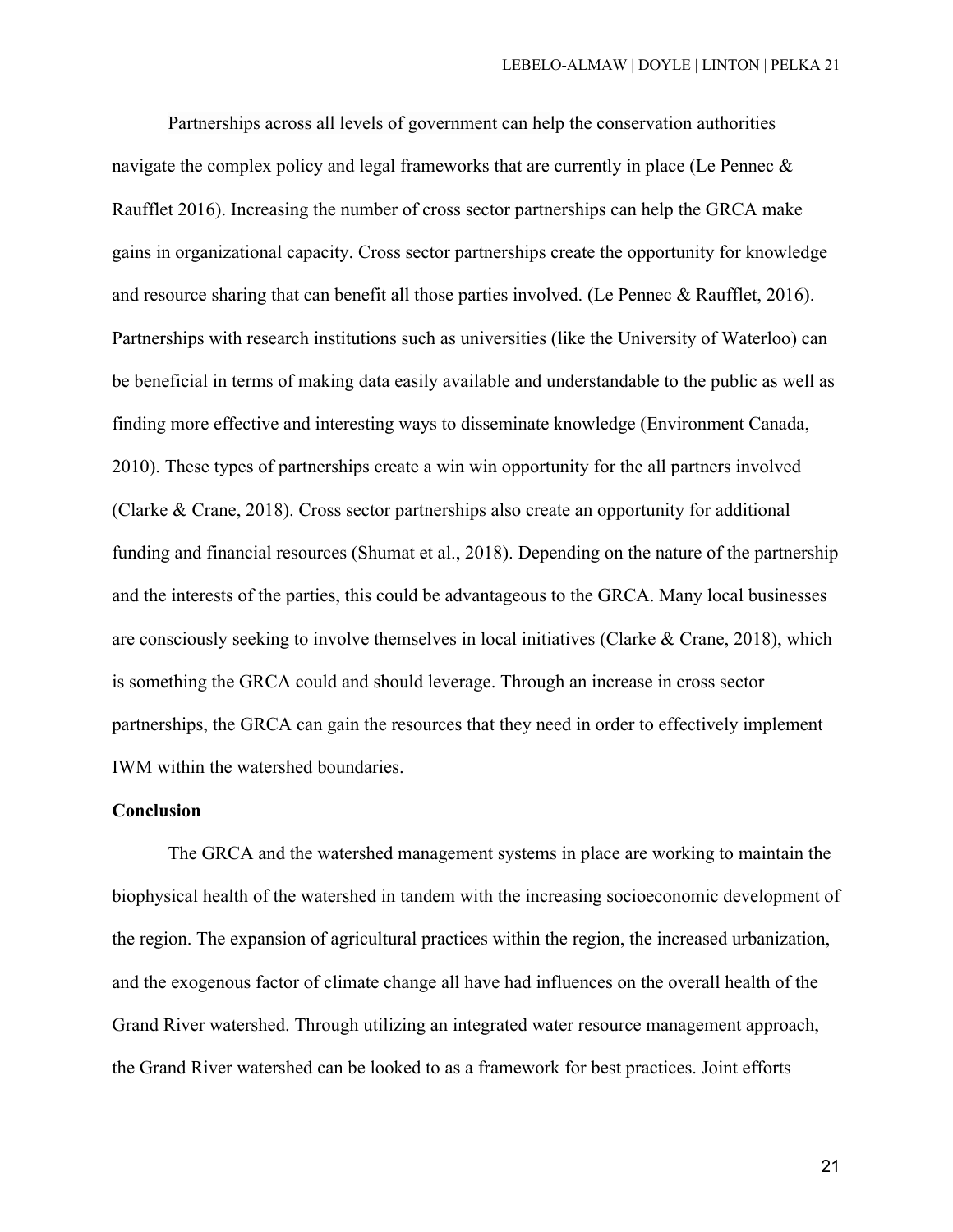Partnerships across all levels of government can help the conservation authorities navigate the complex policy and legal frameworks that are currently in place (Le Pennec & Raufflet 2016). Increasing the number of cross sector partnerships can help the GRCA make gains in organizational capacity. Cross sector partnerships create the opportunity for knowledge and resource sharing that can benefit all those parties involved. (Le Pennec & Raufflet, 2016). Partnerships with research institutions such as universities (like the University of Waterloo) can be beneficial in terms of making data easily available and understandable to the public as well as finding more effective and interesting ways to disseminate knowledge (Environment Canada, 2010). These types of partnerships create a win win opportunity for the all partners involved (Clarke & Crane, 2018). Cross sector partnerships also create an opportunity for additional funding and financial resources (Shumat et al., 2018). Depending on the nature of the partnership and the interests of the parties, this could be advantageous to the GRCA. Many local businesses are consciously seeking to involve themselves in local initiatives (Clarke & Crane, 2018), which is something the GRCA could and should leverage. Through an increase in cross sector partnerships, the GRCA can gain the resources that they need in order to effectively implement IWM within the watershed boundaries.

**Conclusion**

The GRCA and the watershed management systems in place are working to maintain the biophysical health of the watershed in tandem with the increasing socioeconomic development of the region. The expansion of agricultural practices within the region, the increased urbanization, and the exogenous factor of climate change all have had influences on the overall health of the Grand River watershed. Through utilizing an integrated water resource management approach, the Grand River watershed can be looked to as a framework for best practices. Joint efforts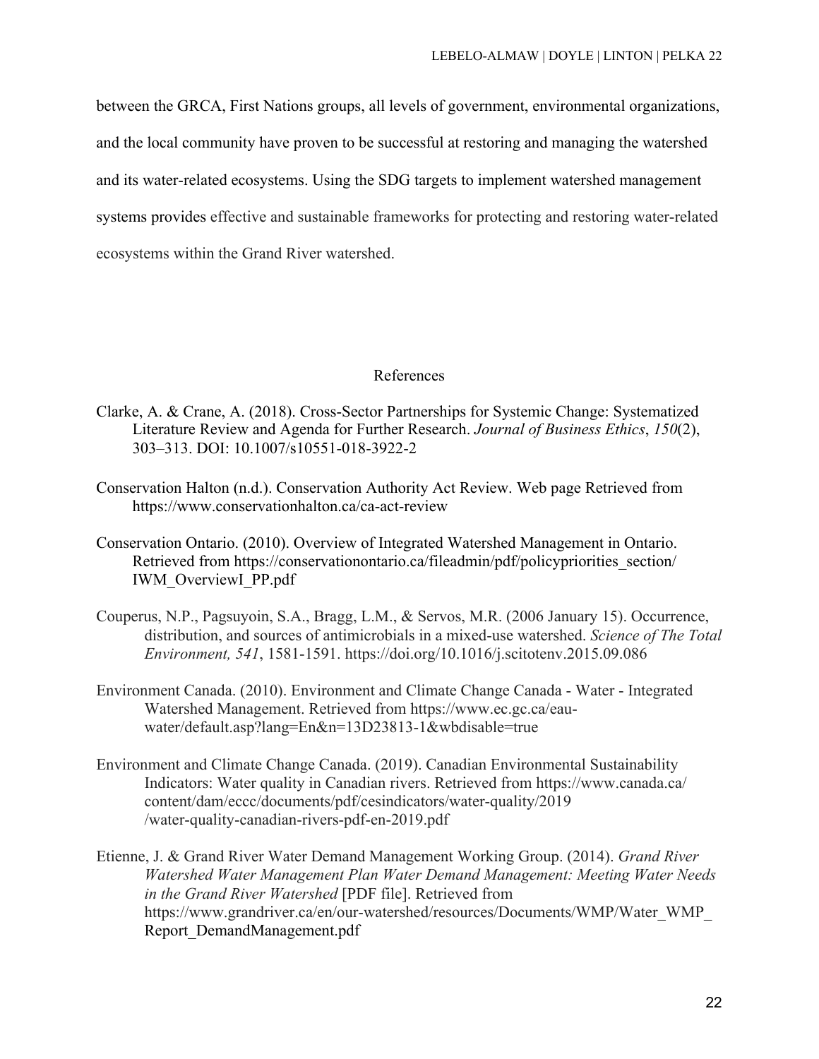between the GRCA, First Nations groups, all levels of government, environmental organizations, and the local community have proven to be successful at restoring and managing the watershed and its water-related ecosystems. Using the SDG targets to implement watershed management systems provides effective and sustainable frameworks for protecting and restoring water-related ecosystems within the Grand River watershed.

## References

Clarke, A. & Crane, A. (2018). Cross-Sector Partnerships for Systemic Change: Systematized Literature Review and Agenda for Further Research. *Journal of Business Ethics*, *150*(2), 303–313. DOI: 10.1007/s10551-018-3922-2

Conservation Halton (n.d.). Conservation Authority Act Review. Web page Retrieved from https://www.conservationhalton.ca/ca-act-review

Conservation Ontario. (2010). Overview of Integrated Watershed Management in Ontario. Retrieved from https://conservationontario.ca/fileadmin/pdf/policypriorities_section/IWM_OverviewI_PP.pdf

Couperus, N.P., Pagsuyoin, S.A., Bragg, L.M., & Servos, M.R. (2006 January 15). Occurrence, distribution, and sources of antimicrobials in a mixed-use watershed. *Science of The Total Environment, 541*, 1581-1591. https://doi.org/10.1016/j.scitotenv.2015.09.086

Environment Canada. (2010). Environment and Climate Change Canada - Water - Integrated Watershed Management. Retrieved from https://www.ec.gc.ca/eau-water/default.asp?lang=En&n=13D23813-1&wbdisable=true

Environment and Climate Change Canada. (2019). Canadian Environmental Sustainability Indicators: Water quality in Canadian rivers. Retrieved from https://www.canada.ca/content/dam/eccc/documents/pdf/cesindicators/water-quality/2019/water-quality-canadian-rivers-pdf-en-2019.pdf

Etienne, J. & Grand River Water Demand Management Working Group. (2014). *Grand River Watershed Water Management Plan Water Demand Management: Meeting Water Needs in the Grand River Watershed* [PDF file]. Retrieved from https://www.grandriver.ca/en/our-watershed/resources/Documents/WMP/Water_WMP_Report_DemandManagement.pdf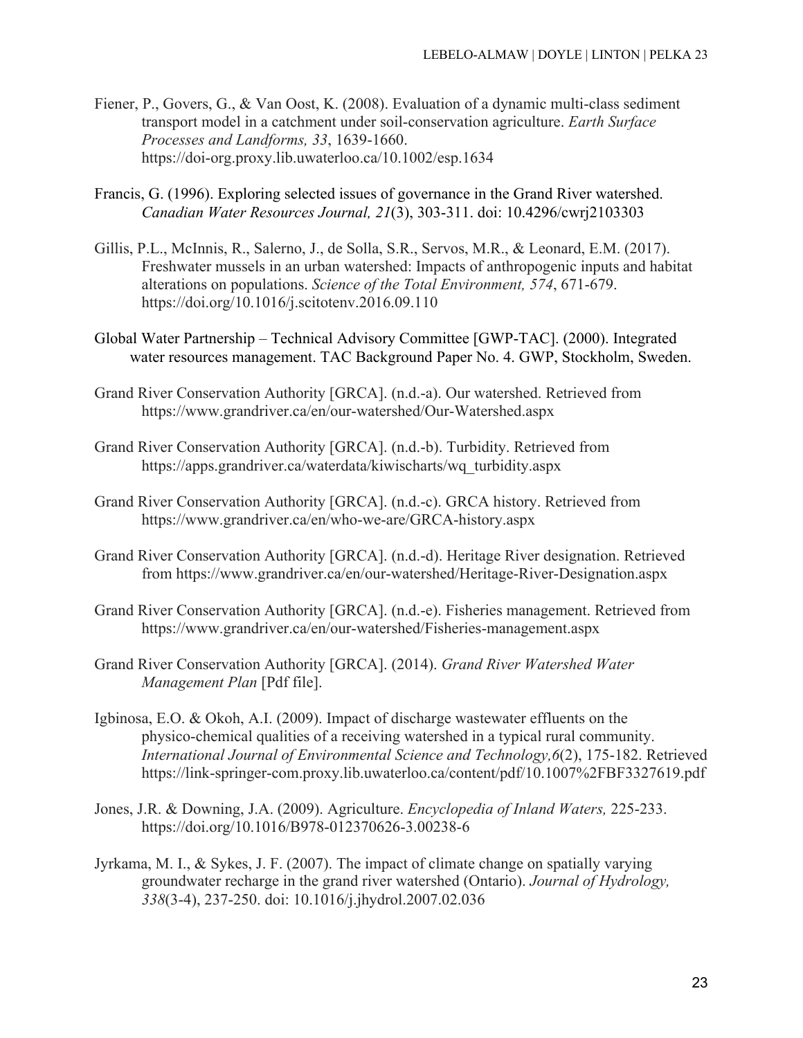Fiener, P., Govers, G., & Van Oost, K. (2008). Evaluation of a dynamic multi-class sediment transport model in a catchment under soil-conservation agriculture. *Earth Surface Processes and Landforms, 33*, 1639-1660. https://doi-org.proxy.lib.uwaterloo.ca/10.1002/esp.1634

Francis, G. (1996). Exploring selected issues of governance in the Grand River watershed. *Canadian Water Resources Journal, 21*(3), 303-311. doi: 10.4296/cwrj2103303

Gillis, P.L., McInnis, R., Salerno, J., de Solla, S.R., Servos, M.R., & Leonard, E.M. (2017). Freshwater mussels in an urban watershed: Impacts of anthropogenic inputs and habitat alterations on populations. *Science of the Total Environment, 574*, 671-679. https://doi.org/10.1016/j.scitotenv.2016.09.110

Global Water Partnership – Technical Advisory Committee [GWP-TAC]. (2000). Integrated water resources management. TAC Background Paper No. 4. GWP, Stockholm, Sweden.

Grand River Conservation Authority [GRCA]. (n.d.-a). Our watershed. Retrieved from https://www.grandriver.ca/en/our-watershed/Our-Watershed.aspx

Grand River Conservation Authority [GRCA]. (n.d.-b). Turbidity. Retrieved from https://apps.grandriver.ca/waterdata/kiwischarts/wq_turbidity.aspx

Grand River Conservation Authority [GRCA]. (n.d.-c). GRCA history. Retrieved from https://www.grandriver.ca/en/who-we-are/GRCA-history.aspx

Grand River Conservation Authority [GRCA]. (n.d.-d). Heritage River designation. Retrieved from https://www.grandriver.ca/en/our-watershed/Heritage-River-Designation.aspx

Grand River Conservation Authority [GRCA]. (n.d.-e). Fisheries management. Retrieved from https://www.grandriver.ca/en/our-watershed/Fisheries-management.aspx

Grand River Conservation Authority [GRCA]. (2014). *Grand River Watershed Water Management Plan* [Pdf file].

Igbinosa, E.O. & Okoh, A.I. (2009). Impact of discharge wastewater effluents on the physico-chemical qualities of a receiving watershed in a typical rural community. *International Journal of Environmental Science and Technology,6*(2), 175-182. Retrieved https://link-springer-com.proxy.lib.uwaterloo.ca/content/pdf/10.1007%2FBF3327619.pdf

Jones, J.R. & Downing, J.A. (2009). Agriculture. *Encyclopedia of Inland Waters,* 225-233. https://doi.org/10.1016/B978-012370626-3.00238-6

Jyrkama, M. I., & Sykes, J. F. (2007). The impact of climate change on spatially varying groundwater recharge in the grand river watershed (Ontario). *Journal of Hydrology, 338*(3-4), 237-250. doi: 10.1016/j.jhydrol.2007.02.036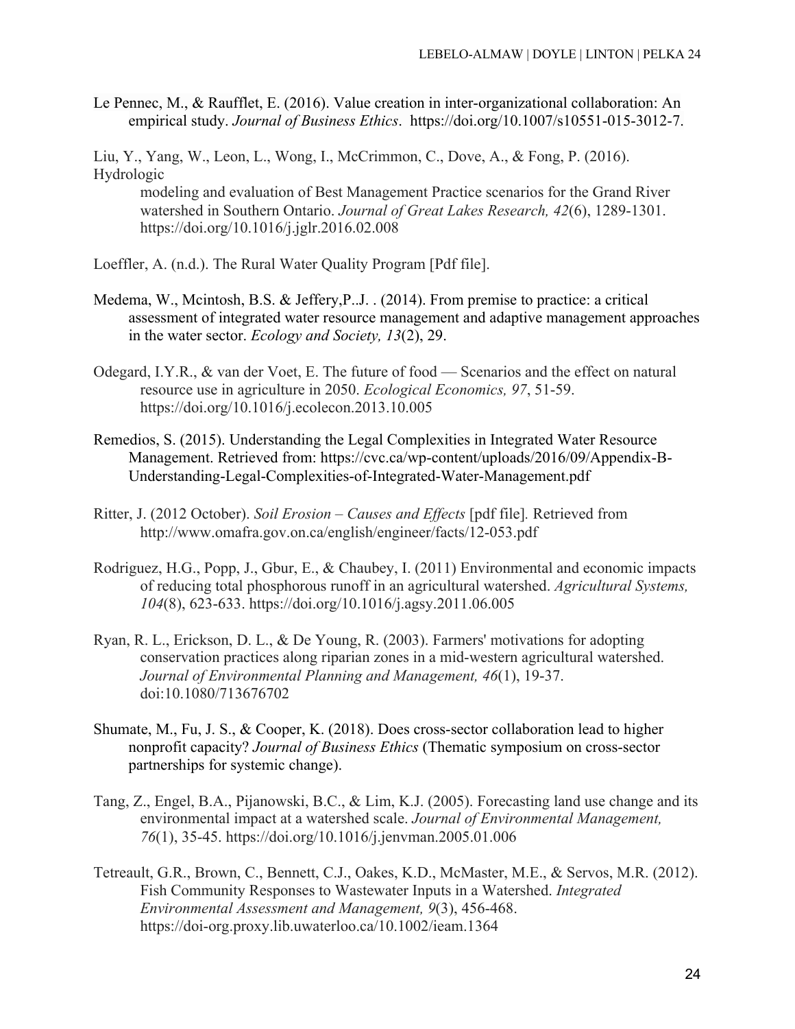Le Pennec, M., & Raufflet, E. (2016). Value creation in inter-organizational collaboration: An empirical study. *Journal of Business Ethics*. https://doi.org/10.1007/s10551-015-3012-7.

Liu, Y., Yang, W., Leon, L., Wong, I., McCrimmon, C., Dove, A., & Fong, P. (2016). Hydrologic modeling and evaluation of Best Management Practice scenarios for the Grand River watershed in Southern Ontario. *Journal of Great Lakes Research, 42*(6), 1289-1301. https://doi.org/10.1016/j.jglr.2016.02.008

Loeffler, A. (n.d.). The Rural Water Quality Program [Pdf file].

Medema, W., Mcintosh, B.S. & Jeffery,P..J. . (2014). From premise to practice: a critical assessment of integrated water resource management and adaptive management approaches in the water sector. *Ecology and Society, 13*(2), 29.

Odegard, I.Y.R., & van der Voet, E. The future of food — Scenarios and the effect on natural resource use in agriculture in 2050. *Ecological Economics, 97*, 51-59. https://doi.org/10.1016/j.ecolecon.2013.10.005

Remedios, S. (2015). Understanding the Legal Complexities in Integrated Water Resource Management. Retrieved from: https://cvc.ca/wp-content/uploads/2016/09/Appendix-B-Understanding-Legal-Complexities-of-Integrated-Water-Management.pdf

Ritter, J. (2012 October). *Soil Erosion – Causes and Effects* [pdf file]. Retrieved from http://www.omafra.gov.on.ca/english/engineer/facts/12-053.pdf

Rodriguez, H.G., Popp, J., Gbur, E., & Chaubey, I. (2011) Environmental and economic impacts of reducing total phosphorous runoff in an agricultural watershed. *Agricultural Systems, 104*(8), 623-633. https://doi.org/10.1016/j.agsy.2011.06.005

Ryan, R. L., Erickson, D. L., & De Young, R. (2003). Farmers' motivations for adopting conservation practices along riparian zones in a mid-western agricultural watershed. *Journal of Environmental Planning and Management, 46*(1), 19-37. doi:10.1080/713676702

Shumate, M., Fu, J. S., & Cooper, K. (2018). Does cross-sector collaboration lead to higher nonprofit capacity? *Journal of Business Ethics* (Thematic symposium on cross-sector partnerships for systemic change).

Tang, Z., Engel, B.A., Pijanowski, B.C., & Lim, K.J. (2005). Forecasting land use change and its environmental impact at a watershed scale. *Journal of Environmental Management, 76*(1), 35-45. https://doi.org/10.1016/j.jenvman.2005.01.006

Tetreault, G.R., Brown, C., Bennett, C.J., Oakes, K.D., McMaster, M.E., & Servos, M.R. (2012). Fish Community Responses to Wastewater Inputs in a Watershed. *Integrated Environmental Assessment and Management, 9*(3), 456-468. https://doi-org.proxy.lib.uwaterloo.ca/10.1002/ieam.1364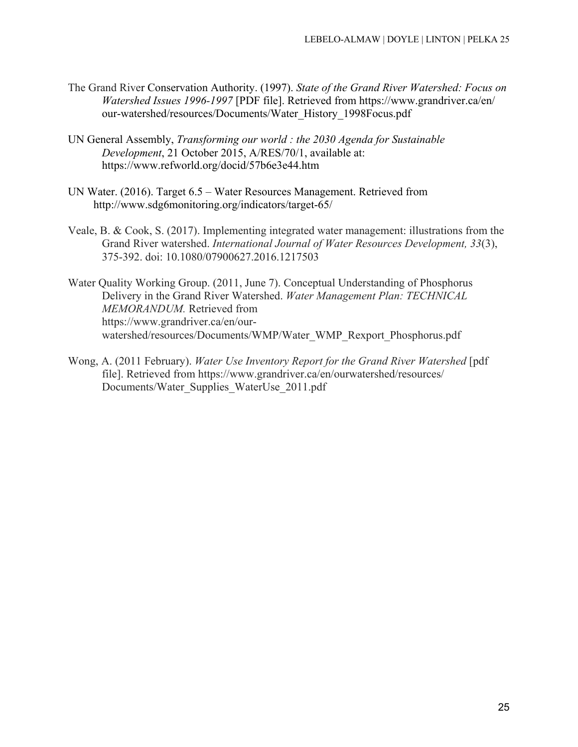The Grand River Conservation Authority. (1997). *State of the Grand River Watershed: Focus on Watershed Issues 1996-1997* [PDF file]. Retrieved from https://www.grandriver.ca/en/our-watershed/resources/Documents/Water_History_1998Focus.pdf

UN General Assembly, *Transforming our world : the 2030 Agenda for Sustainable Development*, 21 October 2015, A/RES/70/1, available at: https://www.refworld.org/docid/57b6e3e44.htm

UN Water. (2016). Target 6.5 – Water Resources Management. Retrieved from http://www.sdg6monitoring.org/indicators/target-65/

Veale, B. & Cook, S. (2017). Implementing integrated water management: illustrations from the Grand River watershed. *International Journal of Water Resources Development, 33*(3), 375-392. doi: 10.1080/07900627.2016.1217503

Water Quality Working Group. (2011, June 7). Conceptual Understanding of Phosphorus Delivery in the Grand River Watershed. *Water Management Plan: TECHNICAL MEMORANDUM.* Retrieved from https://www.grandriver.ca/en/our-watershed/resources/Documents/WMP/Water_WMP_Rexport_Phosphorus.pdf

Wong, A. (2011 February). *Water Use Inventory Report for the Grand River Watershed* [pdf file]. Retrieved from https://www.grandriver.ca/en/ourwatershed/resources/Documents/Water_Supplies_WaterUse_2011.pdf